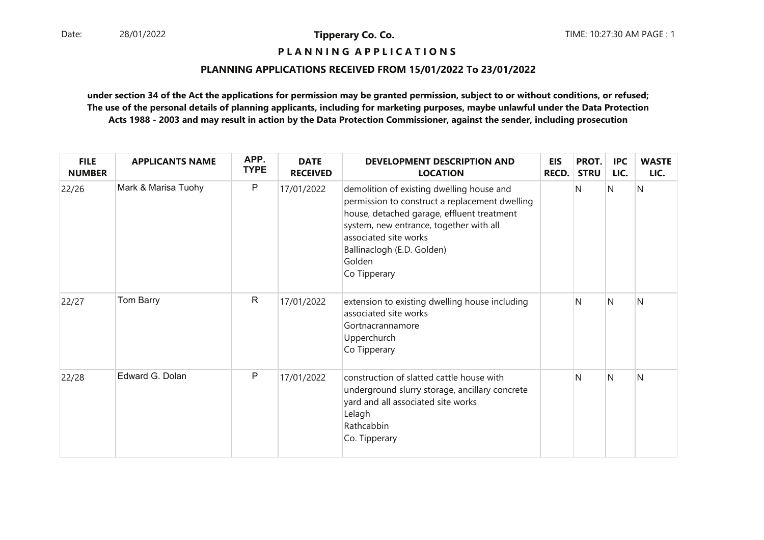# Tipperary Co. Co.

## P L A N N I N G   A P P L I C A T I O N S

### PLANNING APPLICATIONS RECEIVED FROM 15/01/2022 To 23/01/2022

**under section 34 of the Act the applications for permission may be granted permission, subject to or without conditions, or refused; The use of the personal details of planning applicants, including for marketing purposes, maybe unlawful under the Data Protection Acts 1988 - 2003 and may result in action by the Data Protection Commissioner, against the sender, including prosecution**

| FILE NUMBER | APPLICANTS NAME | APP. TYPE | DATE RECEIVED | DEVELOPMENT DESCRIPTION AND LOCATION | EIS RECD. | PROT. STRU | IPC LIC. | WASTE LIC. |
|---|---|---|---|---|---|---|---|---|
| 22/26 | Mark & Marisa Tuohy | P | 17/01/2022 | demolition of existing dwelling house and permission to construct a replacement dwelling house, detached garage, effluent treatment system, new entrance, together with all associated site works<br>Ballinaclogh (E.D. Golden)<br>Golden<br>Co Tipperary | | N | N | N |
| 22/27 | Tom Barry | R | 17/01/2022 | extension to existing dwelling house including associated site works<br>Gortnacrannamore<br>Upperchurch<br>Co Tipperary | | N | N | N |
| 22/28 | Edward G. Dolan | P | 17/01/2022 | construction of slatted cattle house with underground slurry storage, ancillary concrete yard and all associated site works<br>Lelagh<br>Rathcabbin<br>Co. Tipperary | | N | N | N |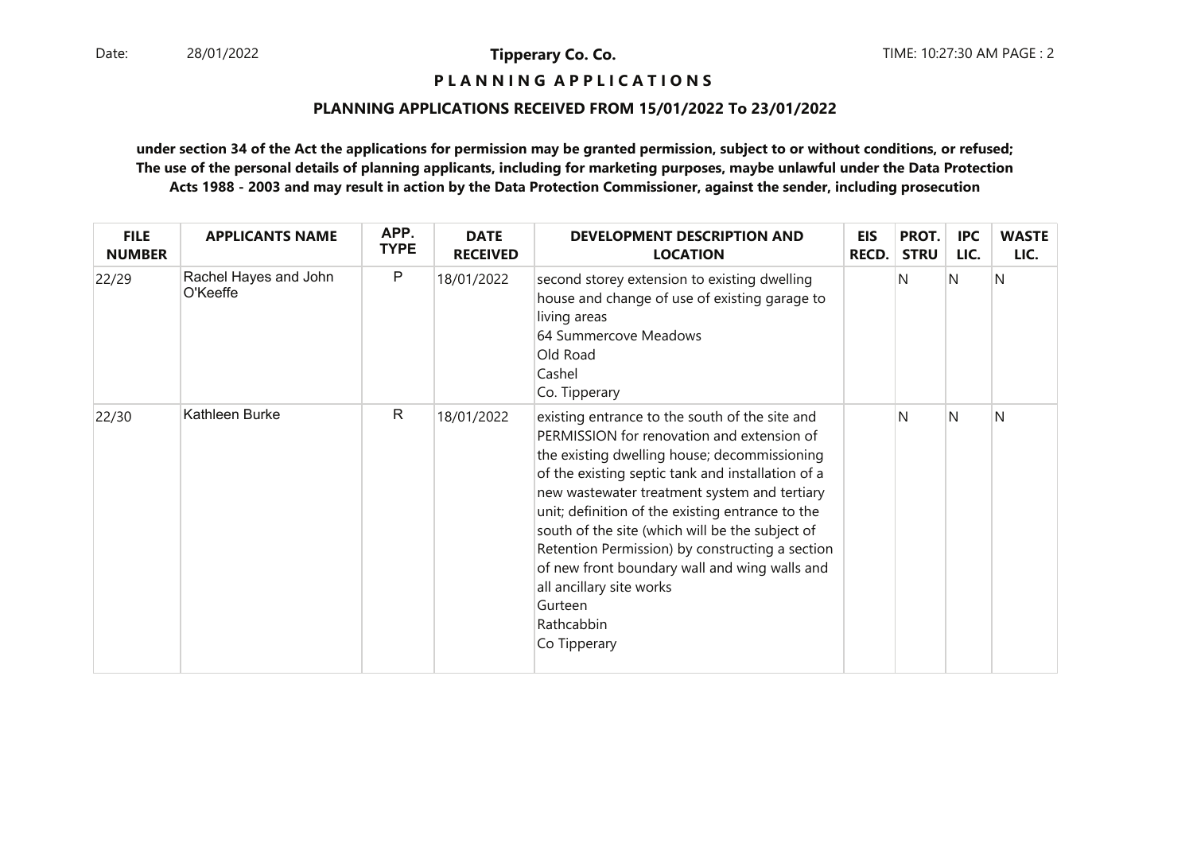**P L A N N I N G   A P P L I C A T I O N S**

**PLANNING APPLICATIONS RECEIVED FROM 15/01/2022 To 23/01/2022**

**under section 34 of the Act the applications for permission may be granted permission, subject to or without conditions, or refused; The use of the personal details of planning applicants, including for marketing purposes, maybe unlawful under the Data Protection Acts 1988 - 2003 and may result in action by the Data Protection Commissioner, against the sender, including prosecution**

| FILE NUMBER | APPLICANTS NAME | APP. TYPE | DATE RECEIVED | DEVELOPMENT DESCRIPTION AND LOCATION | EIS RECD. | PROT. STRU | IPC LIC. | WASTE LIC. |
|---|---|---|---|---|---|---|---|---|
| 22/29 | Rachel Hayes and John O'Keeffe | P | 18/01/2022 | second storey extension to existing dwelling house and change of use of existing garage to living areas<br>64 Summercove Meadows<br>Old Road<br>Cashel<br>Co. Tipperary | | N | N | N |
| 22/30 | Kathleen Burke | R | 18/01/2022 | existing entrance to the south of the site and PERMISSION for renovation and extension of the existing dwelling house; decommissioning of the existing septic tank and installation of a new wastewater treatment system and tertiary unit; definition of the existing entrance to the south of the site (which will be the subject of Retention Permission) by constructing a section of new front boundary wall and wing walls and all ancillary site works<br>Gurteen<br>Rathcabbin<br>Co Tipperary | | N | N | N |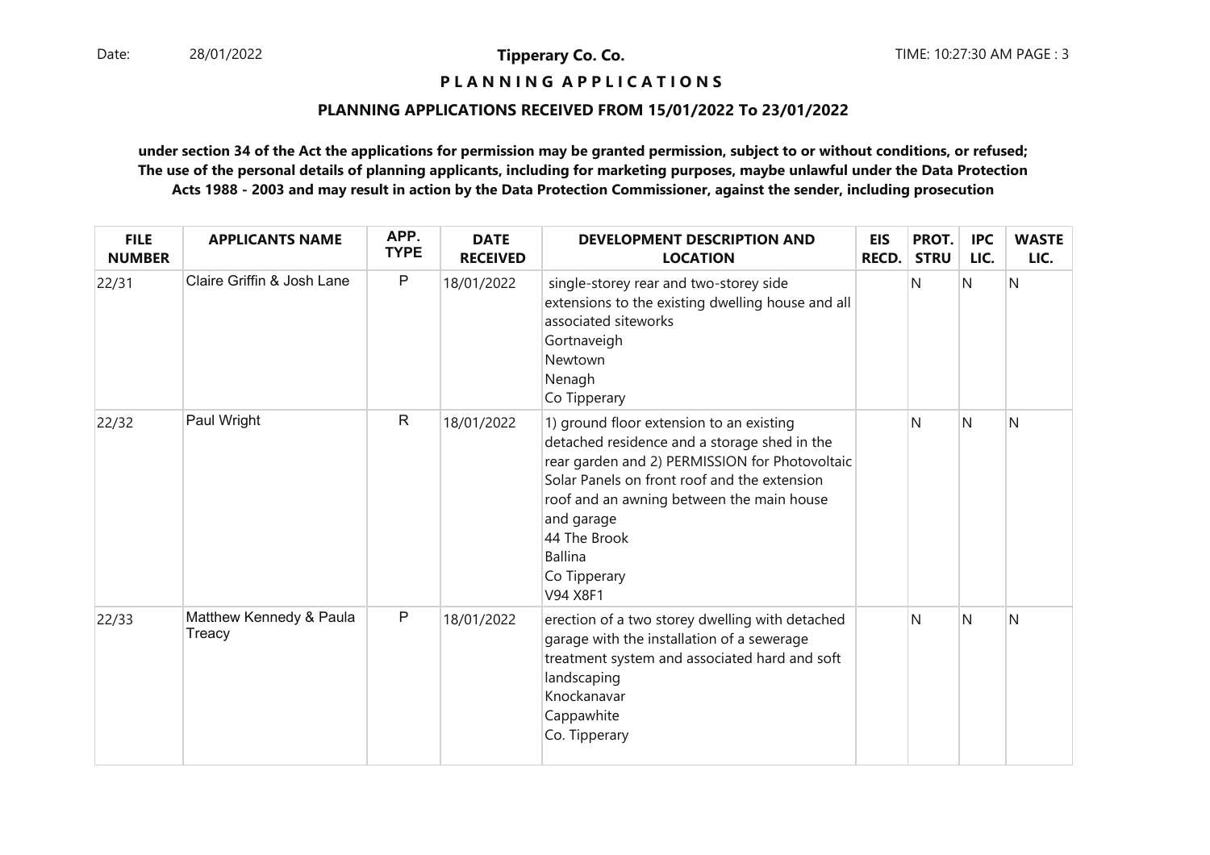**Tipperary Co. Co.**

**P L A N N I N G   A P P L I C A T I O N S**

**PLANNING APPLICATIONS RECEIVED FROM 15/01/2022 To 23/01/2022**

**under section 34 of the Act the applications for permission may be granted permission, subject to or without conditions, or refused; The use of the personal details of planning applicants, including for marketing purposes, maybe unlawful under the Data Protection Acts 1988 - 2003 and may result in action by the Data Protection Commissioner, against the sender, including prosecution**

| FILE NUMBER | APPLICANTS NAME | APP. TYPE | DATE RECEIVED | DEVELOPMENT DESCRIPTION AND LOCATION | EIS RECD. | PROT. STRU | IPC LIC. | WASTE LIC. |
|---|---|---|---|---|---|---|---|---|
| 22/31 | Claire Griffin & Josh Lane | P | 18/01/2022 | single-storey rear and two-storey side extensions to the existing dwelling house and all associated siteworks<br>Gortnaveigh<br>Newtown<br>Nenagh<br>Co Tipperary | | N | N | N |
| 22/32 | Paul Wright | R | 18/01/2022 | 1) ground floor extension to an existing detached residence and a storage shed in the rear garden and 2) PERMISSION for Photovoltaic Solar Panels on front roof and the extension roof and an awning between the main house and garage<br>44 The Brook<br>Ballina<br>Co Tipperary<br>V94 X8F1 | | N | N | N |
| 22/33 | Matthew Kennedy & Paula Treacy | P | 18/01/2022 | erection of a two storey dwelling with detached garage with the installation of a sewerage treatment system and associated hard and soft landscaping<br>Knockanavar<br>Cappawhite<br>Co. Tipperary | | N | N | N |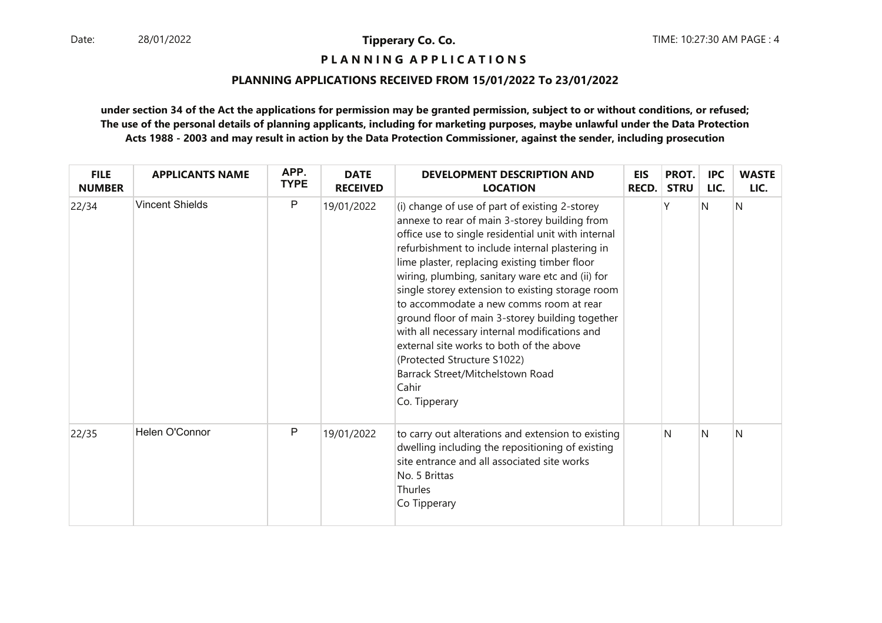**Tipperary Co. Co.**

**P L A N N I N G   A P P L I C A T I O N S**

**PLANNING APPLICATIONS RECEIVED FROM 15/01/2022 To 23/01/2022**

**under section 34 of the Act the applications for permission may be granted permission, subject to or without conditions, or refused; The use of the personal details of planning applicants, including for marketing purposes, maybe unlawful under the Data Protection Acts 1988 - 2003 and may result in action by the Data Protection Commissioner, against the sender, including prosecution**

| FILE NUMBER | APPLICANTS NAME | APP. TYPE | DATE RECEIVED | DEVELOPMENT DESCRIPTION AND LOCATION | EIS RECD. | PROT. STRU | IPC LIC. | WASTE LIC. |
|---|---|---|---|---|---|---|---|---|
| 22/34 | Vincent Shields | P | 19/01/2022 | (i) change of use of part of existing 2-storey annexe to rear of main 3-storey building from office use to single residential unit with internal refurbishment to include internal plastering in lime plaster, replacing existing timber floor wiring, plumbing, sanitary ware etc and (ii) for single storey extension to existing storage room to accommodate a new comms room at rear ground floor of main 3-storey building together with all necessary internal modifications and external site works to both of the above (Protected Structure S1022) Barrack Street/Mitchelstown Road Cahir Co. Tipperary | | Y | N | N |
| 22/35 | Helen O'Connor | P | 19/01/2022 | to carry out alterations and extension to existing dwelling including the repositioning of existing site entrance and all associated site works No. 5 Brittas Thurles Co Tipperary | | N | N | N |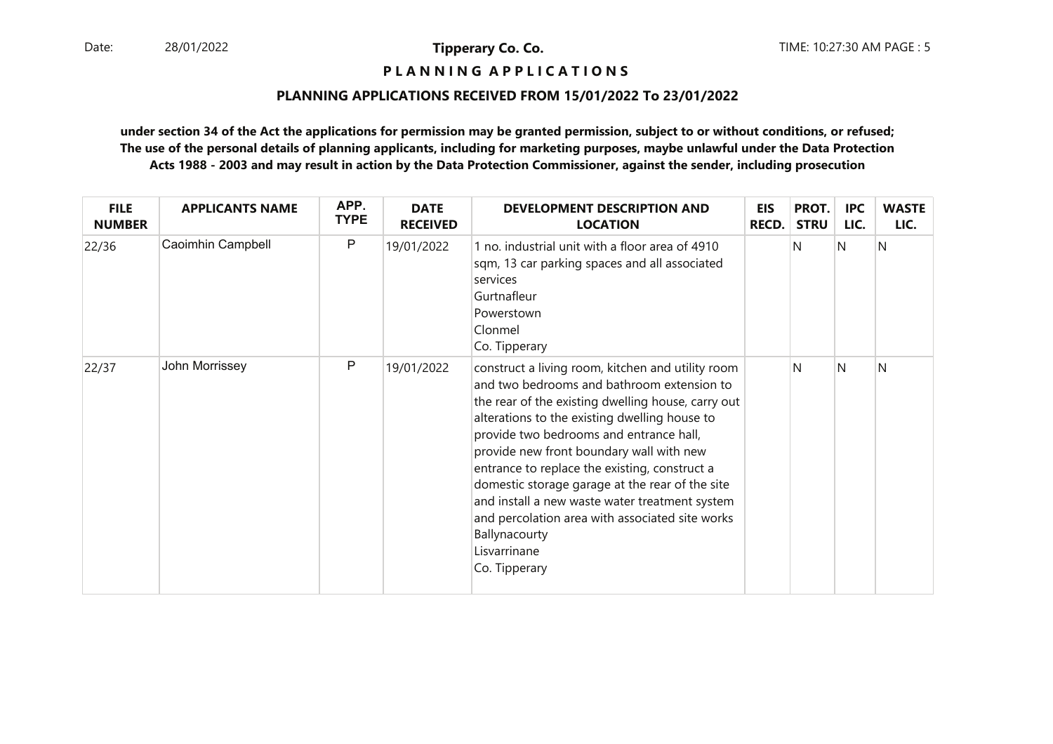**P L A N N I N G A P P L I C A T I O N S**

**PLANNING APPLICATIONS RECEIVED FROM 15/01/2022 To 23/01/2022**

**under section 34 of the Act the applications for permission may be granted permission, subject to or without conditions, or refused; The use of the personal details of planning applicants, including for marketing purposes, maybe unlawful under the Data Protection Acts 1988 - 2003 and may result in action by the Data Protection Commissioner, against the sender, including prosecution**

| FILE NUMBER | APPLICANTS NAME | APP. TYPE | DATE RECEIVED | DEVELOPMENT DESCRIPTION AND LOCATION | EIS RECD. | PROT. STRU | IPC LIC. | WASTE LIC. |
|---|---|---|---|---|---|---|---|---|
| 22/36 | Caoimhin Campbell | P | 19/01/2022 | 1 no. industrial unit with a floor area of 4910 sqm, 13 car parking spaces and all associated services<br>Gurtnafleur<br>Powerstown<br>Clonmel<br>Co. Tipperary | | N | N | N |
| 22/37 | John Morrissey | P | 19/01/2022 | construct a living room, kitchen and utility room and two bedrooms and bathroom extension to the rear of the existing dwelling house, carry out alterations to the existing dwelling house to provide two bedrooms and entrance hall, provide new front boundary wall with new entrance to replace the existing, construct a domestic storage garage at the rear of the site and install a new waste water treatment system and percolation area with associated site works<br>Ballynacourty<br>Lisvarrinane<br>Co. Tipperary | | N | N | N |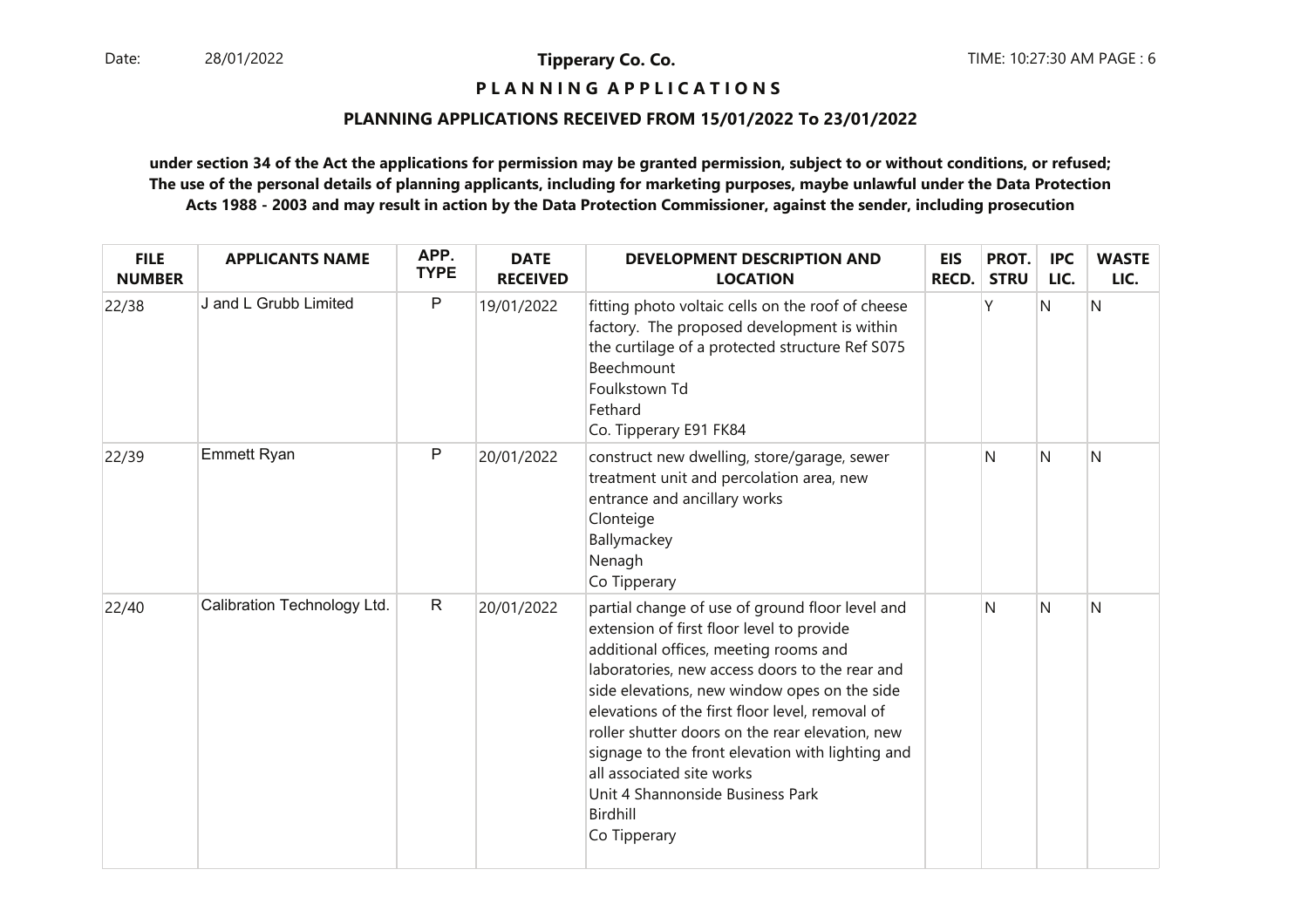**Tipperary Co. Co.**

**P L A N N I N G A P P L I C A T I O N S**

**PLANNING APPLICATIONS RECEIVED FROM 15/01/2022 To 23/01/2022**

**under section 34 of the Act the applications for permission may be granted permission, subject to or without conditions, or refused; The use of the personal details of planning applicants, including for marketing purposes, maybe unlawful under the Data Protection Acts 1988 - 2003 and may result in action by the Data Protection Commissioner, against the sender, including prosecution**

| FILE NUMBER | APPLICANTS NAME | APP. TYPE | DATE RECEIVED | DEVELOPMENT DESCRIPTION AND LOCATION | EIS RECD. | PROT. STRU | IPC LIC. | WASTE LIC. |
|---|---|---|---|---|---|---|---|---|
| 22/38 | J and L Grubb Limited | P | 19/01/2022 | fitting photo voltaic cells on the roof of cheese factory. The proposed development is within the curtilage of a protected structure Ref S075<br>Beechmount<br>Foulkstown Td<br>Fethard<br>Co. Tipperary E91 FK84 | | Y | N | N |
| 22/39 | Emmett Ryan | P | 20/01/2022 | construct new dwelling, store/garage, sewer treatment unit and percolation area, new entrance and ancillary works<br>Clonteige<br>Ballymackey<br>Nenagh<br>Co Tipperary | | N | N | N |
| 22/40 | Calibration Technology Ltd. | R | 20/01/2022 | partial change of use of ground floor level and extension of first floor level to provide additional offices, meeting rooms and laboratories, new access doors to the rear and side elevations, new window opes on the side elevations of the first floor level, removal of roller shutter doors on the rear elevation, new signage to the front elevation with lighting and all associated site works<br>Unit 4 Shannonside Business Park<br>Birdhill<br>Co Tipperary | | N | N | N |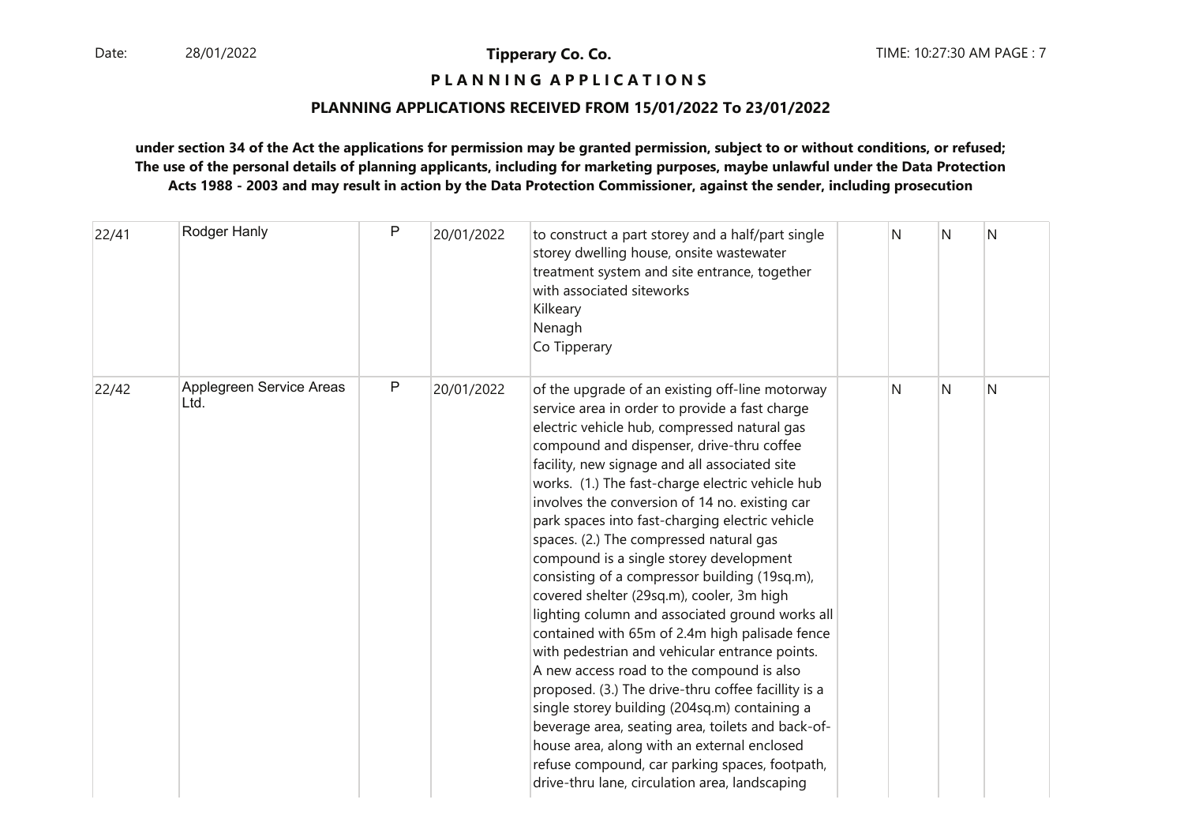**Tipperary Co. Co.**

**P L A N N I N G A P P L I C A T I O N S**

**PLANNING APPLICATIONS RECEIVED FROM 15/01/2022 To 23/01/2022**

**under section 34 of the Act the applications for permission may be granted permission, subject to or without conditions, or refused; The use of the personal details of planning applicants, including for marketing purposes, maybe unlawful under the Data Protection Acts 1988 - 2003 and may result in action by the Data Protection Commissioner, against the sender, including prosecution**

| | | | | | | | |
|---|---|---|---|---|---|---|---|
| 22/41 | Rodger Hanly | P | 20/01/2022 | to construct a part storey and a half/part single storey dwelling house, onsite wastewater treatment system and site entrance, together with associated siteworks<br>Kilkeary<br>Nenagh<br>Co Tipperary | N | N | N |
| 22/42 | Applegreen Service Areas Ltd. | P | 20/01/2022 | of the upgrade of an existing off-line motorway service area in order to provide a fast charge electric vehicle hub, compressed natural gas compound and dispenser, drive-thru coffee facility, new signage and all associated site works. (1.) The fast-charge electric vehicle hub involves the conversion of 14 no. existing car park spaces into fast-charging electric vehicle spaces. (2.) The compressed natural gas compound is a single storey development consisting of a compressor building (19sq.m), covered shelter (29sq.m), cooler, 3m high lighting column and associated ground works all contained with 65m of 2.4m high palisade fence with pedestrian and vehicular entrance points. A new access road to the compound is also proposed. (3.) The drive-thru coffee facillity is a single storey building (204sq.m) containing a beverage area, seating area, toilets and back-of-house area, along with an external enclosed refuse compound, car parking spaces, footpath, drive-thru lane, circulation area, landscaping | N | N | N |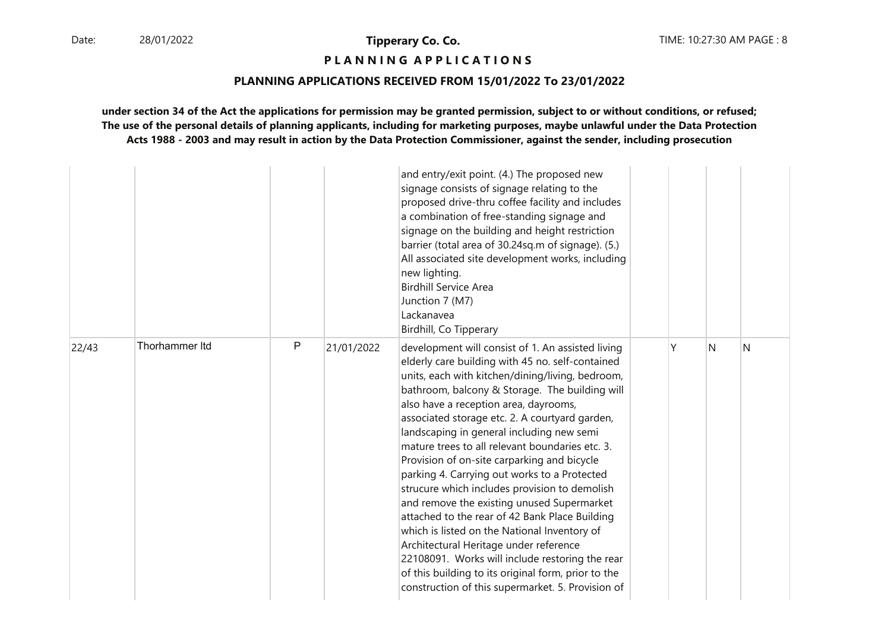**P L A N N I N G A P P L I C A T I O N S**

**PLANNING APPLICATIONS RECEIVED FROM 15/01/2022 To 23/01/2022**

**under section 34 of the Act the applications for permission may be granted permission, subject to or without conditions, or refused; The use of the personal details of planning applicants, including for marketing purposes, maybe unlawful under the Data Protection Acts 1988 - 2003 and may result in action by the Data Protection Commissioner, against the sender, including prosecution**

| | | | | | | | | |
|---|---|---|---|---|---|---|---|---|
| | | | | and entry/exit point. (4.) The proposed new signage consists of signage relating to the proposed drive-thru coffee facility and includes a combination of free-standing signage and signage on the building and height restriction barrier (total area of 30.24sq.m of signage). (5.) All associated site development works, including new lighting.<br>Birdhill Service Area<br>Junction 7 (M7)<br>Lackanavea<br>Birdhill, Co Tipperary | | | | |
| 22/43 | Thorhammer ltd | P | 21/01/2022 | development will consist of 1. An assisted living elderly care building with 45 no. self-contained units, each with kitchen/dining/living, bedroom, bathroom, balcony & Storage. The building will also have a reception area, dayrooms, associated storage etc. 2. A courtyard garden, landscaping in general including new semi mature trees to all relevant boundaries etc. 3. Provision of on-site carparking and bicycle parking 4. Carrying out works to a Protected strucure which includes provision to demolish and remove the existing unused Supermarket attached to the rear of 42 Bank Place Building which is listed on the National Inventory of Architectural Heritage under reference 22108091. Works will include restoring the rear of this building to its original form, prior to the construction of this supermarket. 5. Provision of | | Y | N | N |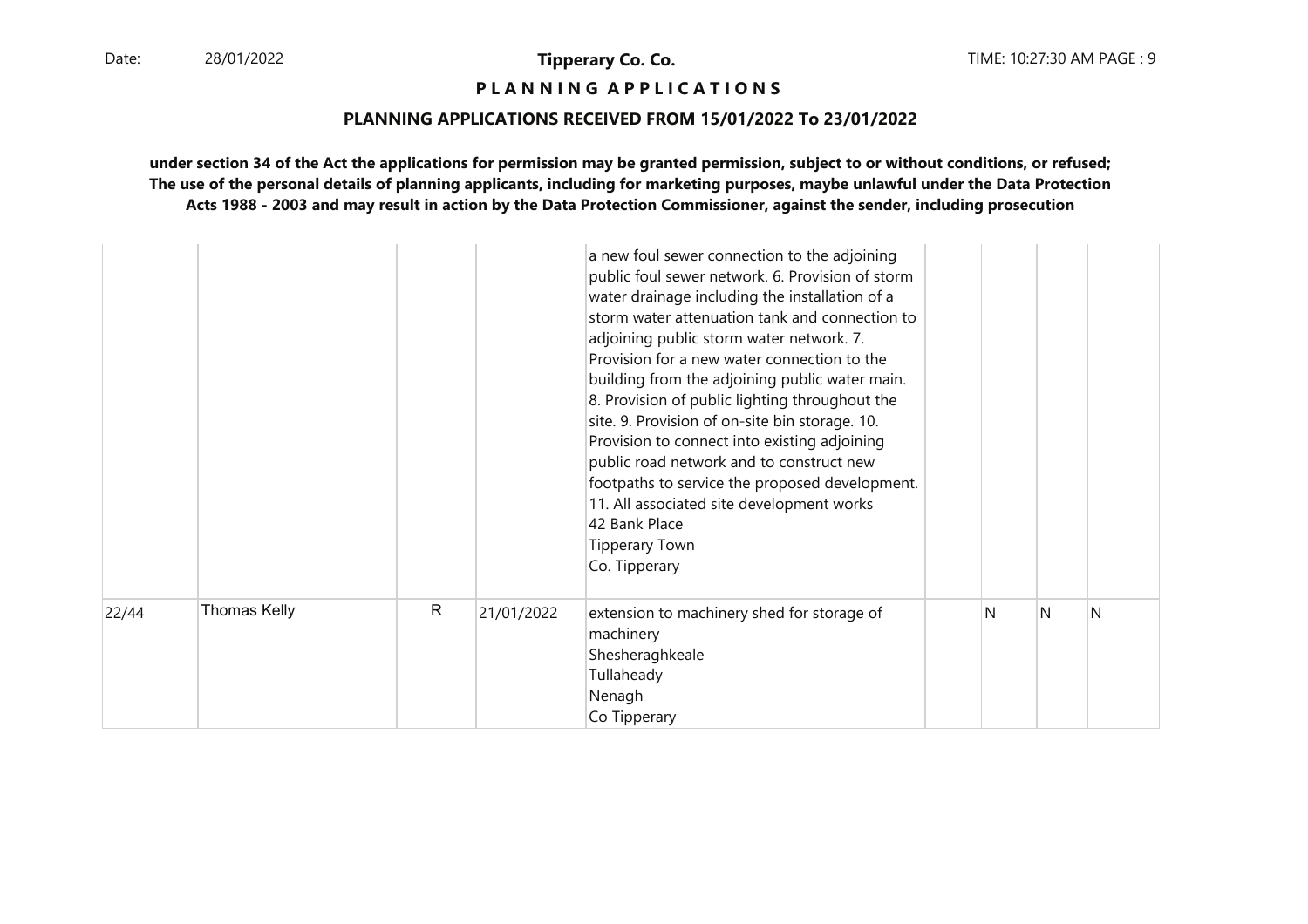**P L A N N I N G A P P L I C A T I O N S**

**PLANNING APPLICATIONS RECEIVED FROM 15/01/2022 To 23/01/2022**

**under section 34 of the Act the applications for permission may be granted permission, subject to or without conditions, or refused; The use of the personal details of planning applicants, including for marketing purposes, maybe unlawful under the Data Protection Acts 1988 - 2003 and may result in action by the Data Protection Commissioner, against the sender, including prosecution**

| | | | | | | | | |
|---|---|---|---|---|---|---|---|---|
| | | | | a new foul sewer connection to the adjoining public foul sewer network. 6. Provision of storm water drainage including the installation of a storm water attenuation tank and connection to adjoining public storm water network. 7. Provision for a new water connection to the building from the adjoining public water main. 8. Provision of public lighting throughout the site. 9. Provision of on-site bin storage. 10. Provision to connect into existing adjoining public road network and to construct new footpaths to service the proposed development. 11. All associated site development works<br>42 Bank Place<br>Tipperary Town<br>Co. Tipperary | | | | |
| 22/44 | Thomas Kelly | R | 21/01/2022 | extension to machinery shed for storage of machinery<br>Shesheraghkeale<br>Tullaheady<br>Nenagh<br>Co Tipperary | | N | N | N |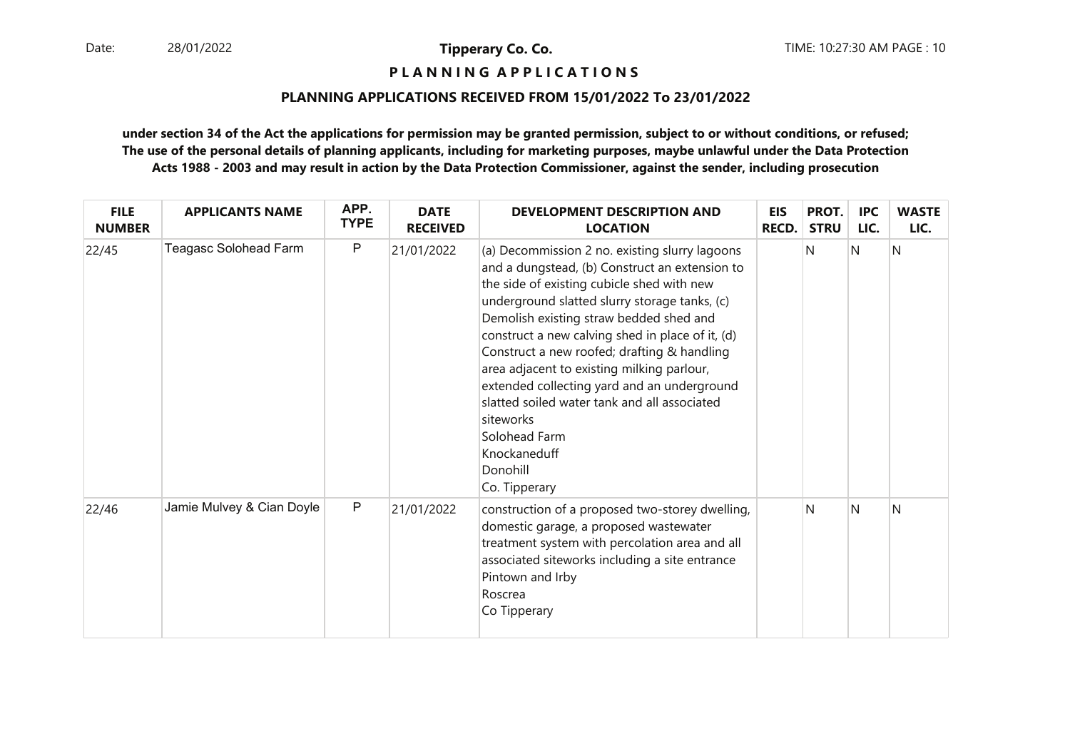**Tipperary Co. Co.**

**P L A N N I N G A P P L I C A T I O N S**

**PLANNING APPLICATIONS RECEIVED FROM 15/01/2022 To 23/01/2022**

**under section 34 of the Act the applications for permission may be granted permission, subject to or without conditions, or refused; The use of the personal details of planning applicants, including for marketing purposes, maybe unlawful under the Data Protection Acts 1988 - 2003 and may result in action by the Data Protection Commissioner, against the sender, including prosecution**

| FILE NUMBER | APPLICANTS NAME | APP. TYPE | DATE RECEIVED | DEVELOPMENT DESCRIPTION AND LOCATION | EIS RECD. | PROT. STRU | IPC LIC. | WASTE LIC. |
|---|---|---|---|---|---|---|---|---|
| 22/45 | Teagasc Solohead Farm | P | 21/01/2022 | (a) Decommission 2 no. existing slurry lagoons and a dungstead, (b) Construct an extension to the side of existing cubicle shed with new underground slatted slurry storage tanks, (c) Demolish existing straw bedded shed and construct a new calving shed in place of it, (d) Construct a new roofed; drafting & handling area adjacent to existing milking parlour, extended collecting yard and an underground slatted soiled water tank and all associated siteworks<br>Solohead Farm<br>Knockaneduff<br>Donohill<br>Co. Tipperary | | N | N | N |
| 22/46 | Jamie Mulvey & Cian Doyle | P | 21/01/2022 | construction of a proposed two-storey dwelling, domestic garage, a proposed wastewater treatment system with percolation area and all associated siteworks including a site entrance<br>Pintown and Irby<br>Roscrea<br>Co Tipperary | | N | N | N |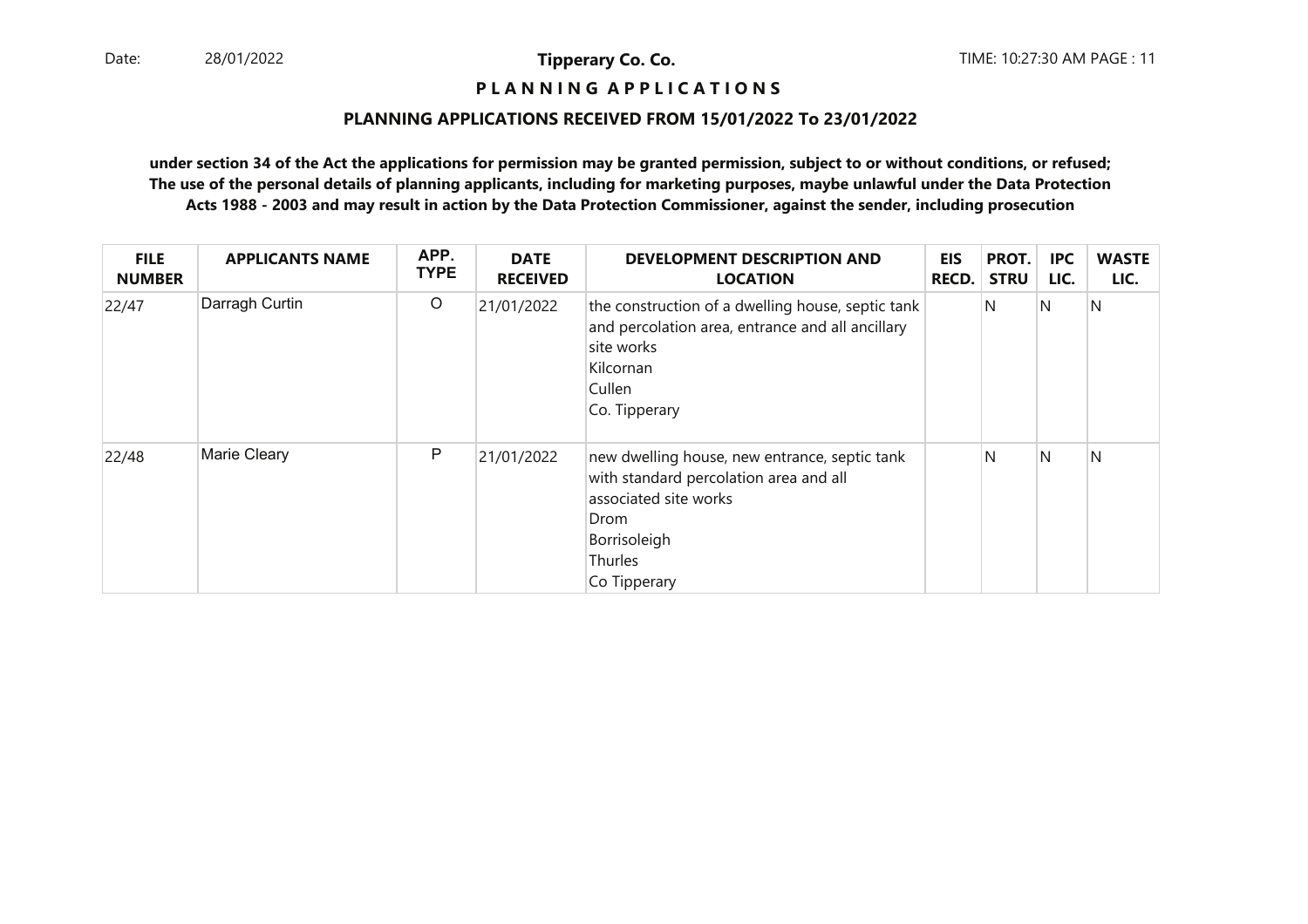**P L A N N I N G   A P P L I C A T I O N S**

**PLANNING APPLICATIONS RECEIVED FROM 15/01/2022 To 23/01/2022**

**under section 34 of the Act the applications for permission may be granted permission, subject to or without conditions, or refused; The use of the personal details of planning applicants, including for marketing purposes, maybe unlawful under the Data Protection Acts 1988 - 2003 and may result in action by the Data Protection Commissioner, against the sender, including prosecution**

| FILE NUMBER | APPLICANTS NAME | APP. TYPE | DATE RECEIVED | DEVELOPMENT DESCRIPTION AND LOCATION | EIS RECD. | PROT. STRU | IPC LIC. | WASTE LIC. |
|---|---|---|---|---|---|---|---|---|
| 22/47 | Darragh Curtin | O | 21/01/2022 | the construction of a dwelling house, septic tank and percolation area, entrance and all ancillary site works<br>Kilcornan<br>Cullen<br>Co. Tipperary | | N | N | N |
| 22/48 | Marie Cleary | P | 21/01/2022 | new dwelling house, new entrance, septic tank with standard percolation area and all associated site works<br>Drom<br>Borrisoleigh<br>Thurles<br>Co Tipperary | | N | N | N |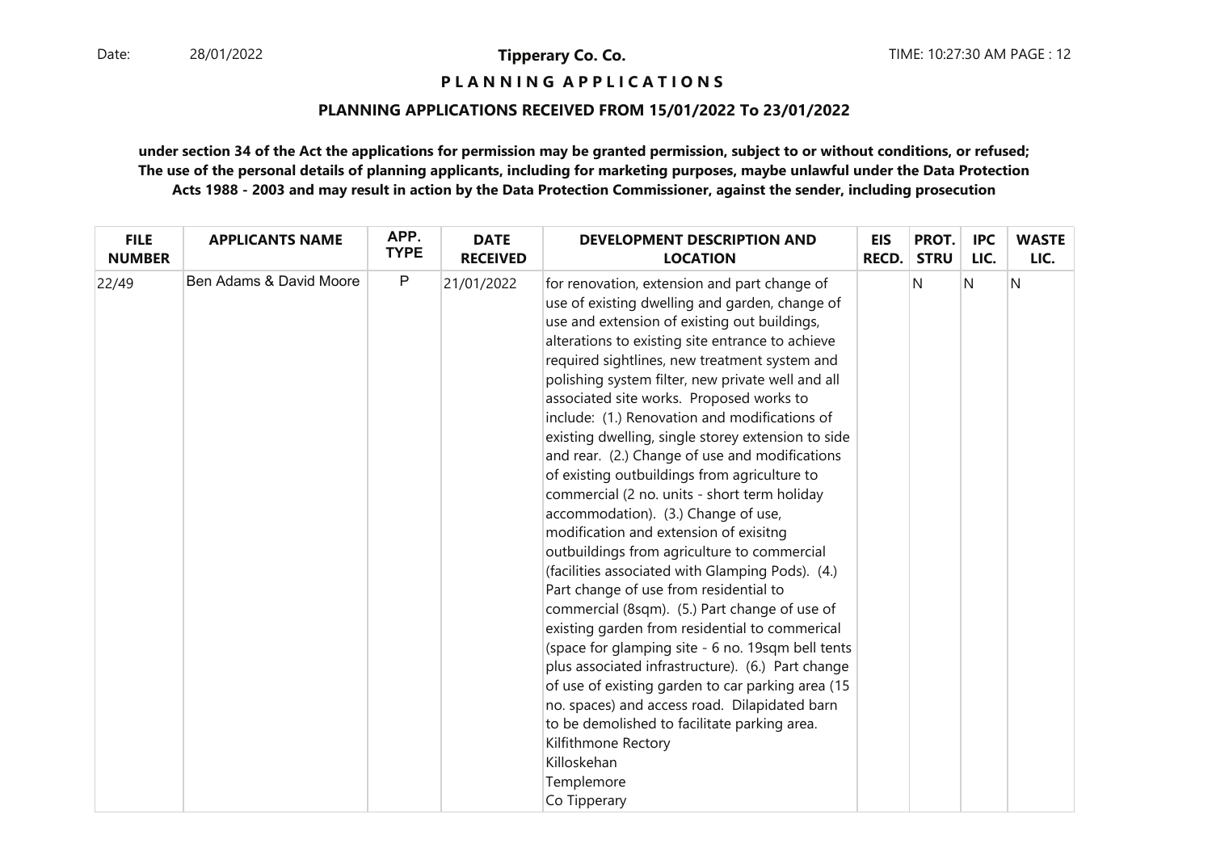**Tipperary Co. Co.**

**P L A N N I N G A P P L I C A T I O N S**

**PLANNING APPLICATIONS RECEIVED FROM 15/01/2022 To 23/01/2022**

**under section 34 of the Act the applications for permission may be granted permission, subject to or without conditions, or refused; The use of the personal details of planning applicants, including for marketing purposes, maybe unlawful under the Data Protection Acts 1988 - 2003 and may result in action by the Data Protection Commissioner, against the sender, including prosecution**

| FILE NUMBER | APPLICANTS NAME | APP. TYPE | DATE RECEIVED | DEVELOPMENT DESCRIPTION AND LOCATION | EIS RECD. | PROT. STRU | IPC LIC. | WASTE LIC. |
|---|---|---|---|---|---|---|---|---|
| 22/49 | Ben Adams & David Moore | P | 21/01/2022 | for renovation, extension and part change of use of existing dwelling and garden, change of use and extension of existing out buildings, alterations to existing site entrance to achieve required sightlines, new treatment system and polishing system filter, new private well and all associated site works. Proposed works to include: (1.) Renovation and modifications of existing dwelling, single storey extension to side and rear. (2.) Change of use and modifications of existing outbuildings from agriculture to commercial (2 no. units - short term holiday accommodation). (3.) Change of use, modification and extension of exisitng outbuildings from agriculture to commercial (facilities associated with Glamping Pods). (4.) Part change of use from residential to commercial (8sqm). (5.) Part change of use of existing garden from residential to commerical (space for glamping site - 6 no. 19sqm bell tents plus associated infrastructure). (6.) Part change of use of existing garden to car parking area (15 no. spaces) and access road. Dilapidated barn to be demolished to facilitate parking area. Kilfithmone Rectory Killoskehan Templemore Co Tipperary | | N | N | N |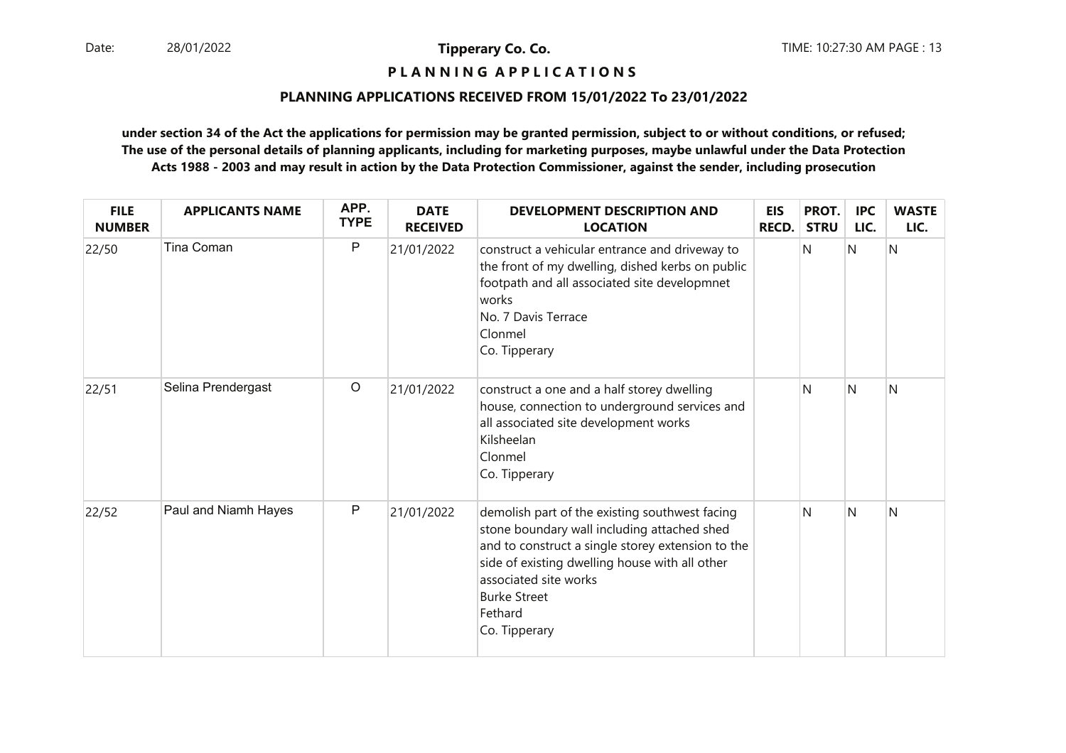**Tipperary Co. Co.**

**P L A N N I N G  A P P L I C A T I O N S**

**PLANNING APPLICATIONS RECEIVED FROM 15/01/2022 To 23/01/2022**

**under section 34 of the Act the applications for permission may be granted permission, subject to or without conditions, or refused; The use of the personal details of planning applicants, including for marketing purposes, maybe unlawful under the Data Protection Acts 1988 - 2003 and may result in action by the Data Protection Commissioner, against the sender, including prosecution**

| FILE NUMBER | APPLICANTS NAME | APP. TYPE | DATE RECEIVED | DEVELOPMENT DESCRIPTION AND LOCATION | EIS RECD. | PROT. STRU | IPC LIC. | WASTE LIC. |
|---|---|---|---|---|---|---|---|---|
| 22/50 | Tina Coman | P | 21/01/2022 | construct a vehicular entrance and driveway to the front of my dwelling, dished kerbs on public footpath and all associated site developmnet works<br>No. 7 Davis Terrace<br>Clonmel<br>Co. Tipperary | | N | N | N |
| 22/51 | Selina Prendergast | O | 21/01/2022 | construct a one and a half storey dwelling house, connection to underground services and all associated site development works<br>Kilsheelan<br>Clonmel<br>Co. Tipperary | | N | N | N |
| 22/52 | Paul and Niamh Hayes | P | 21/01/2022 | demolish part of the existing southwest facing stone boundary wall including attached shed and to construct a single storey extension to the side of existing dwelling house with all other associated site works<br>Burke Street<br>Fethard<br>Co. Tipperary | | N | N | N |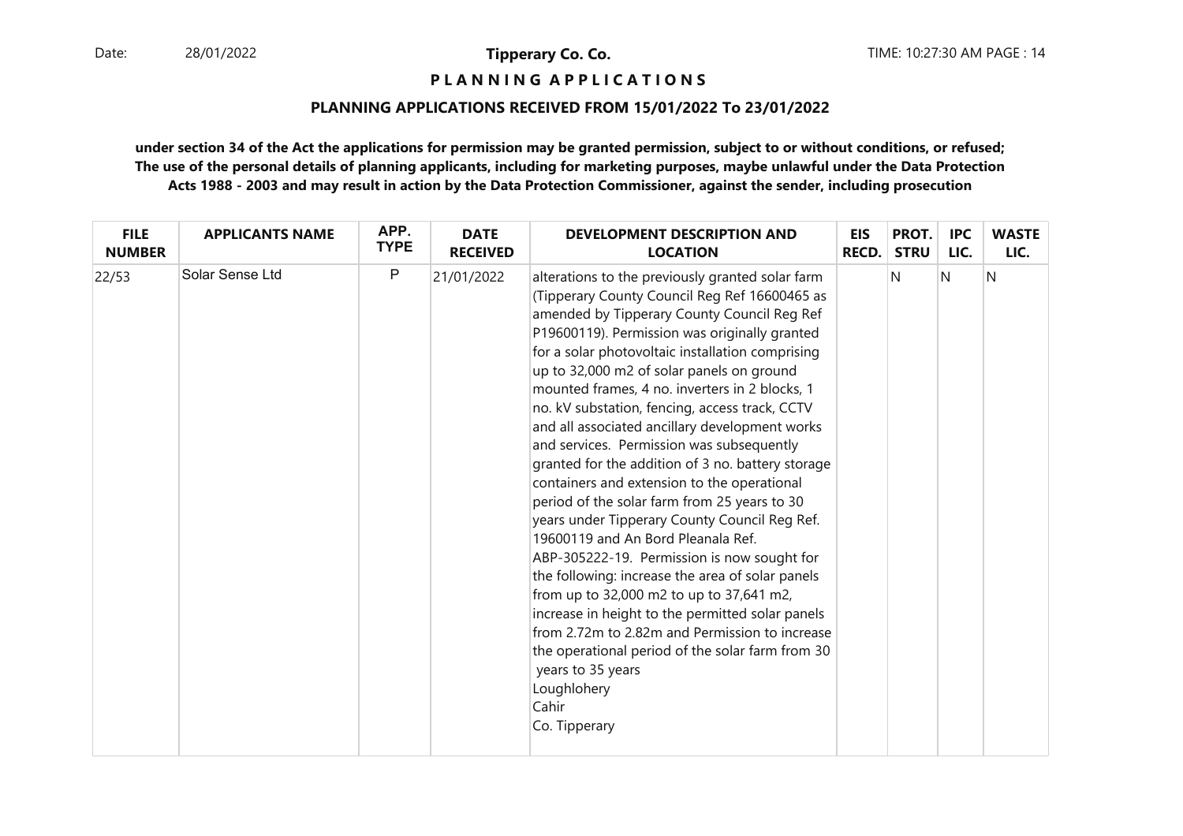**PLANNING APPLICATIONS**

**PLANNING APPLICATIONS RECEIVED FROM 15/01/2022 To 23/01/2022**

**under section 34 of the Act the applications for permission may be granted permission, subject to or without conditions, or refused; The use of the personal details of planning applicants, including for marketing purposes, maybe unlawful under the Data Protection Acts 1988 - 2003 and may result in action by the Data Protection Commissioner, against the sender, including prosecution**

| FILE NUMBER | APPLICANTS NAME | APP. TYPE | DATE RECEIVED | DEVELOPMENT DESCRIPTION AND LOCATION | EIS RECD. | PROT. STRU | IPC LIC. | WASTE LIC. |
|---|---|---|---|---|---|---|---|---|
| 22/53 | Solar Sense Ltd | P | 21/01/2022 | alterations to the previously granted solar farm (Tipperary County Council Reg Ref 16600465 as amended by Tipperary County Council Reg Ref P19600119). Permission was originally granted for a solar photovoltaic installation comprising up to 32,000 m2 of solar panels on ground mounted frames, 4 no. inverters in 2 blocks, 1 no. kV substation, fencing, access track, CCTV and all associated ancillary development works and services. Permission was subsequently granted for the addition of 3 no. battery storage containers and extension to the operational period of the solar farm from 25 years to 30 years under Tipperary County Council Reg Ref. 19600119 and An Bord Pleanala Ref. ABP-305222-19. Permission is now sought for the following: increase the area of solar panels from up to 32,000 m2 to up to 37,641 m2, increase in height to the permitted solar panels from 2.72m to 2.82m and Permission to increase the operational period of the solar farm from 30 years to 35 years<br>Loughlohery<br>Cahir<br>Co. Tipperary | | N | N | N |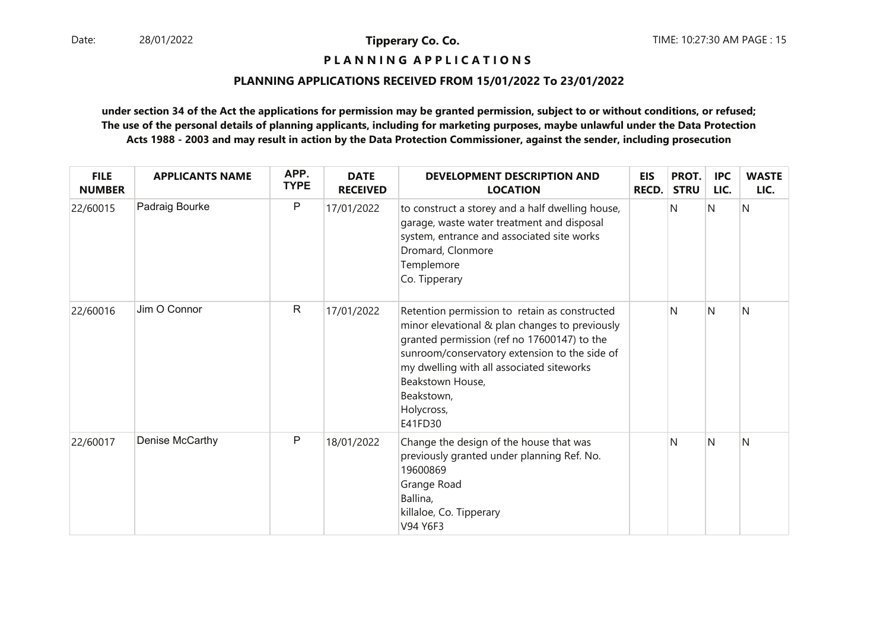**Tipperary Co. Co.**

**P L A N N I N G   A P P L I C A T I O N S**

**PLANNING APPLICATIONS RECEIVED FROM 15/01/2022 To 23/01/2022**

**under section 34 of the Act the applications for permission may be granted permission, subject to or without conditions, or refused; The use of the personal details of planning applicants, including for marketing purposes, maybe unlawful under the Data Protection Acts 1988 - 2003 and may result in action by the Data Protection Commissioner, against the sender, including prosecution**

| FILE NUMBER | APPLICANTS NAME | APP. TYPE | DATE RECEIVED | DEVELOPMENT DESCRIPTION AND LOCATION | EIS RECD. | PROT. STRU | IPC LIC. | WASTE LIC. |
|---|---|---|---|---|---|---|---|---|
| 22/60015 | Padraig Bourke | P | 17/01/2022 | to construct a storey and a half dwelling house, garage, waste water treatment and disposal system, entrance and associated site works<br>Dromard, Clonmore<br>Templemore<br>Co. Tipperary | | N | N | N |
| 22/60016 | Jim O Connor | R | 17/01/2022 | Retention permission to retain as constructed minor elevational & plan changes to previously granted permission (ref no 17600147) to the sunroom/conservatory extension to the side of my dwelling with all associated siteworks<br>Beakstown House,<br>Beakstown,<br>Holycross,<br>E41FD30 | | N | N | N |
| 22/60017 | Denise McCarthy | P | 18/01/2022 | Change the design of the house that was previously granted under planning Ref. No. 19600869<br>Grange Road<br>Ballina,<br>killaloe, Co. Tipperary<br>V94 Y6F3 | | N | N | N |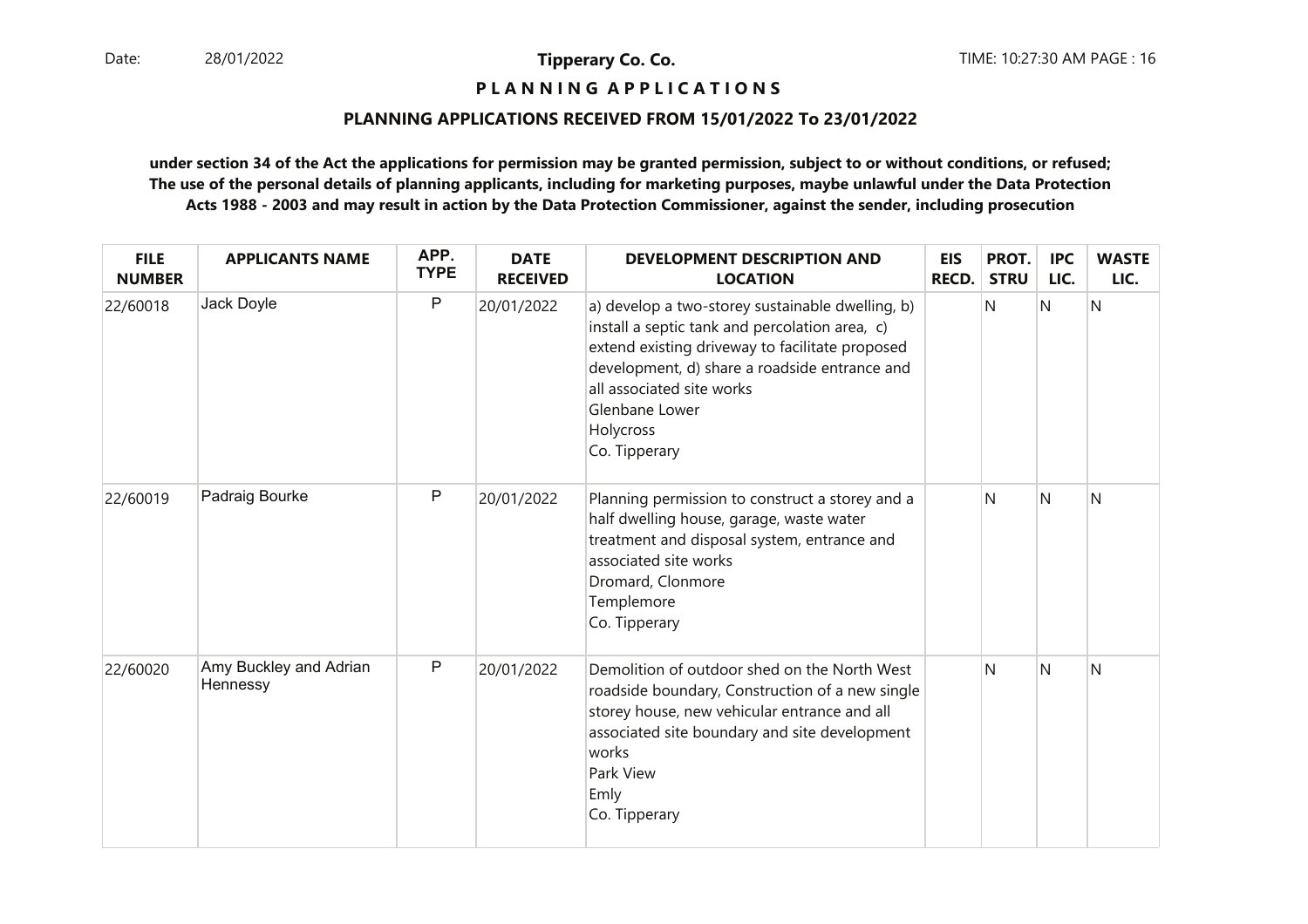**Tipperary Co. Co.**

**P L A N N I N G A P P L I C A T I O N S**

**PLANNING APPLICATIONS RECEIVED FROM 15/01/2022 To 23/01/2022**

**under section 34 of the Act the applications for permission may be granted permission, subject to or without conditions, or refused; The use of the personal details of planning applicants, including for marketing purposes, maybe unlawful under the Data Protection Acts 1988 - 2003 and may result in action by the Data Protection Commissioner, against the sender, including prosecution**

| FILE NUMBER | APPLICANTS NAME | APP. TYPE | DATE RECEIVED | DEVELOPMENT DESCRIPTION AND LOCATION | EIS RECD. | PROT. STRU | IPC LIC. | WASTE LIC. |
|---|---|---|---|---|---|---|---|---|
| 22/60018 | Jack Doyle | P | 20/01/2022 | a) develop a two-storey sustainable dwelling, b) install a septic tank and percolation area, c) extend existing driveway to facilitate proposed development, d) share a roadside entrance and all associated site works<br>Glenbane Lower<br>Holycross<br>Co. Tipperary | | N | N | N |
| 22/60019 | Padraig Bourke | P | 20/01/2022 | Planning permission to construct a storey and a half dwelling house, garage, waste water treatment and disposal system, entrance and associated site works<br>Dromard, Clonmore<br>Templemore<br>Co. Tipperary | | N | N | N |
| 22/60020 | Amy Buckley and Adrian Hennessy | P | 20/01/2022 | Demolition of outdoor shed on the North West roadside boundary, Construction of a new single storey house, new vehicular entrance and all associated site boundary and site development works<br>Park View<br>Emly<br>Co. Tipperary | | N | N | N |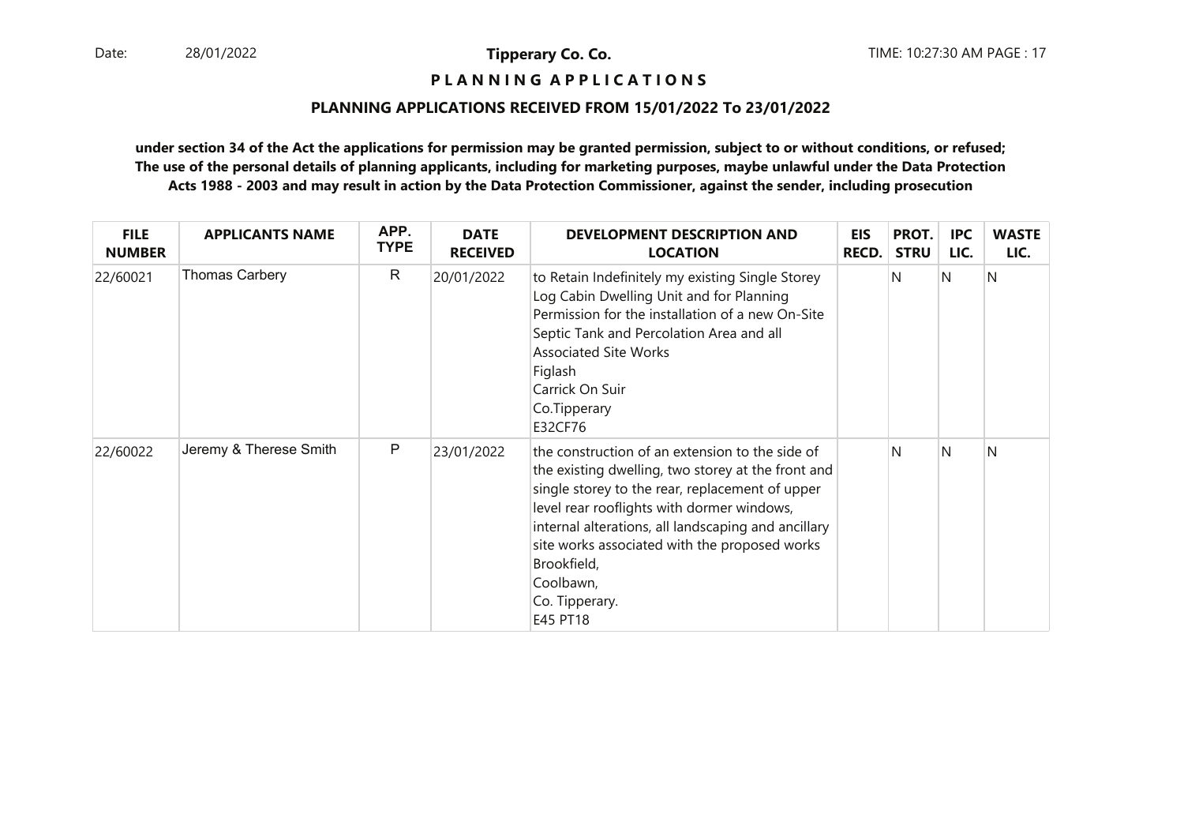**PLANNING APPLICATIONS**

**PLANNING APPLICATIONS RECEIVED FROM 15/01/2022 To 23/01/2022**

**under section 34 of the Act the applications for permission may be granted permission, subject to or without conditions, or refused; The use of the personal details of planning applicants, including for marketing purposes, maybe unlawful under the Data Protection Acts 1988 - 2003 and may result in action by the Data Protection Commissioner, against the sender, including prosecution**

| FILE NUMBER | APPLICANTS NAME | APP. TYPE | DATE RECEIVED | DEVELOPMENT DESCRIPTION AND LOCATION | EIS RECD. | PROT. STRU | IPC LIC. | WASTE LIC. |
|---|---|---|---|---|---|---|---|---|
| 22/60021 | Thomas Carbery | R | 20/01/2022 | to Retain Indefinitely my existing Single Storey Log Cabin Dwelling Unit and for Planning Permission for the installation of a new On-Site Septic Tank and Percolation Area and all Associated Site Works<br>Figlash<br>Carrick On Suir<br>Co.Tipperary<br>E32CF76 | | N | N | N |
| 22/60022 | Jeremy & Therese Smith | P | 23/01/2022 | the construction of an extension to the side of the existing dwelling, two storey at the front and single storey to the rear, replacement of upper level rear rooflights with dormer windows, internal alterations, all landscaping and ancillary site works associated with the proposed works<br>Brookfield,<br>Coolbawn,<br>Co. Tipperary.<br>E45 PT18 | | N | N | N |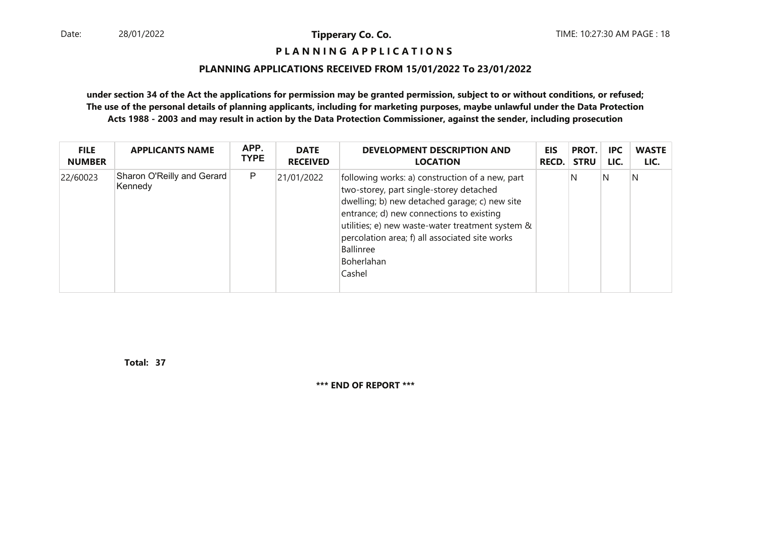**P L A N N I N G A P P L I C A T I O N S**

**PLANNING APPLICATIONS RECEIVED FROM 15/01/2022 To 23/01/2022**

**under section 34 of the Act the applications for permission may be granted permission, subject to or without conditions, or refused; The use of the personal details of planning applicants, including for marketing purposes, maybe unlawful under the Data Protection Acts 1988 - 2003 and may result in action by the Data Protection Commissioner, against the sender, including prosecution**

| FILE NUMBER | APPLICANTS NAME | APP. TYPE | DATE RECEIVED | DEVELOPMENT DESCRIPTION AND LOCATION | EIS RECD. | PROT. STRU | IPC LIC. | WASTE LIC. |
|---|---|---|---|---|---|---|---|---|
| 22/60023 | Sharon O'Reilly and Gerard Kennedy | P | 21/01/2022 | following works: a) construction of a new, part two-storey, part single-storey detached dwelling; b) new detached garage; c) new site entrance; d) new connections to existing utilities; e) new waste-water treatment system & percolation area; f) all associated site works Ballinree Boherlahan Cashel | | N | N | N |

**Total: 37**

**\*\*\* END OF REPORT \*\*\***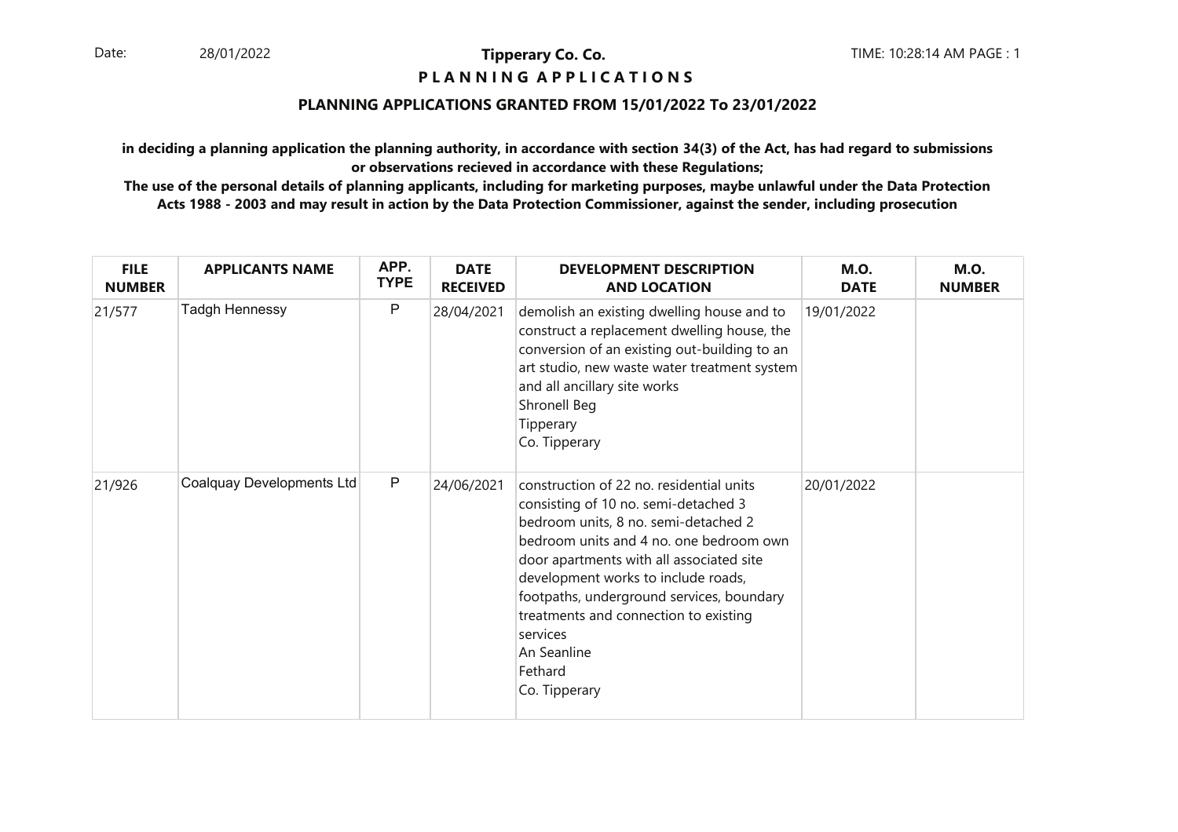**Tipperary Co. Co.**

**P L A N N I N G A P P L I C A T I O N S**

## PLANNING APPLICATIONS GRANTED FROM 15/01/2022 To 23/01/2022

**in deciding a planning application the planning authority, in accordance with section 34(3) of the Act, has had regard to submissions or observations recieved in accordance with these Regulations;**

**The use of the personal details of planning applicants, including for marketing purposes, maybe unlawful under the Data Protection Acts 1988 - 2003 and may result in action by the Data Protection Commissioner, against the sender, including prosecution**

| FILE NUMBER | APPLICANTS NAME | APP. TYPE | DATE RECEIVED | DEVELOPMENT DESCRIPTION AND LOCATION | M.O. DATE | M.O. NUMBER |
|---|---|---|---|---|---|---|
| 21/577 | Tadgh Hennessy | P | 28/04/2021 | demolish an existing dwelling house and to construct a replacement dwelling house, the conversion of an existing out-building to an art studio, new waste water treatment system and all ancillary site works<br>Shronell Beg<br>Tipperary<br>Co. Tipperary | 19/01/2022 | |
| 21/926 | Coalquay Developments Ltd | P | 24/06/2021 | construction of 22 no. residential units consisting of 10 no. semi-detached 3 bedroom units, 8 no. semi-detached 2 bedroom units and 4 no. one bedroom own door apartments with all associated site development works to include roads, footpaths, underground services, boundary treatments and connection to existing services<br>An Seanline<br>Fethard<br>Co. Tipperary | 20/01/2022 | |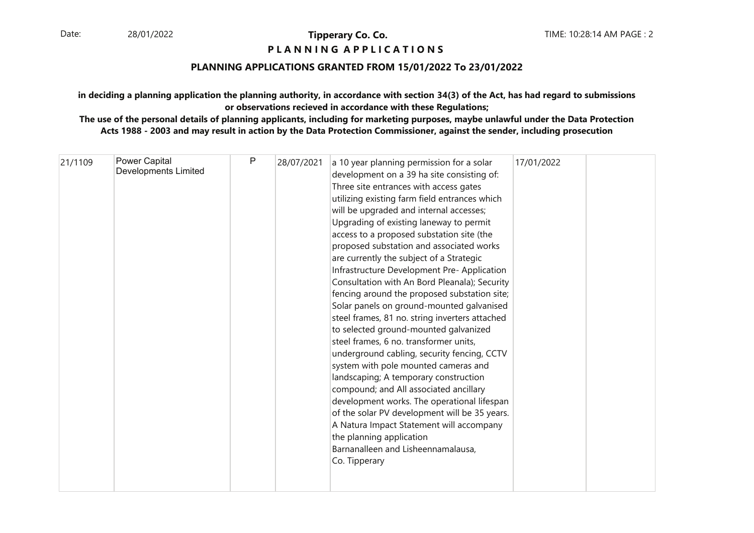**Tipperary Co. Co.**

**P L A N N I N G A P P L I C A T I O N S**

**PLANNING APPLICATIONS GRANTED FROM 15/01/2022 To 23/01/2022**

**in deciding a planning application the planning authority, in accordance with section 34(3) of the Act, has had regard to submissions or observations recieved in accordance with these Regulations;**

**The use of the personal details of planning applicants, including for marketing purposes, maybe unlawful under the Data Protection Acts 1988 - 2003 and may result in action by the Data Protection Commissioner, against the sender, including prosecution**

| | | | | | | |
|---|---|---|---|---|---|---|
| 21/1109 | Power Capital Developments Limited | P | 28/07/2021 | a 10 year planning permission for a solar development on a 39 ha site consisting of: Three site entrances with access gates utilizing existing farm field entrances which will be upgraded and internal accesses; Upgrading of existing laneway to permit access to a proposed substation site (the proposed substation and associated works are currently the subject of a Strategic Infrastructure Development Pre- Application Consultation with An Bord Pleanala); Security fencing around the proposed substation site; Solar panels on ground-mounted galvanised steel frames, 81 no. string inverters attached to selected ground-mounted galvanized steel frames, 6 no. transformer units, underground cabling, security fencing, CCTV system with pole mounted cameras and landscaping; A temporary construction compound; and All associated ancillary development works. The operational lifespan of the solar PV development will be 35 years. A Natura Impact Statement will accompany the planning application<br>Barnanalleen and Lisheennamalausa,<br>Co. Tipperary | 17/01/2022 | |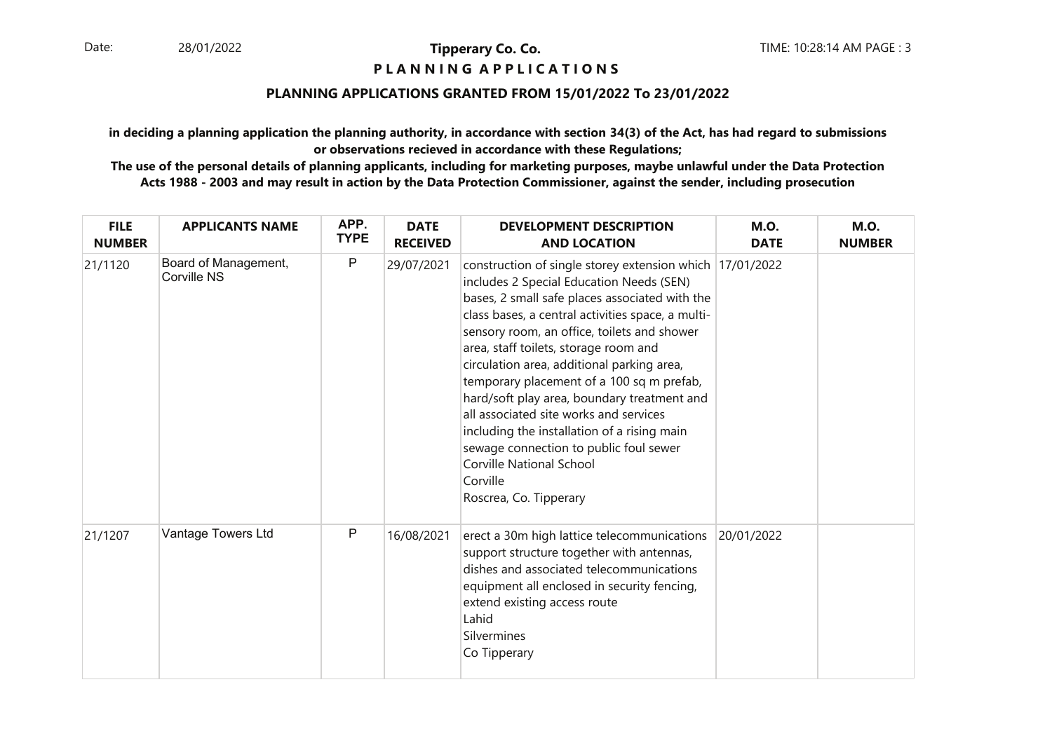## Tipperary Co. Co.

**P L A N N I N G A P P L I C A T I O N S**

**PLANNING APPLICATIONS GRANTED FROM 15/01/2022 To 23/01/2022**

**in deciding a planning application the planning authority, in accordance with section 34(3) of the Act, has had regard to submissions or observations recieved in accordance with these Regulations;**

**The use of the personal details of planning applicants, including for marketing purposes, maybe unlawful under the Data Protection Acts 1988 - 2003 and may result in action by the Data Protection Commissioner, against the sender, including prosecution**

| FILE NUMBER | APPLICANTS NAME | APP. TYPE | DATE RECEIVED | DEVELOPMENT DESCRIPTION AND LOCATION | M.O. DATE | M.O. NUMBER |
|---|---|---|---|---|---|---|
| 21/1120 | Board of Management, Corville NS | P | 29/07/2021 | construction of single storey extension which includes 2 Special Education Needs (SEN) bases, 2 small safe places associated with the class bases, a central activities space, a multi-sensory room, an office, toilets and shower area, staff toilets, storage room and circulation area, additional parking area, temporary placement of a 100 sq m prefab, hard/soft play area, boundary treatment and all associated site works and services including the installation of a rising main sewage connection to public foul sewer<br>Corville National School<br>Corville<br>Roscrea, Co. Tipperary | 17/01/2022 | |
| 21/1207 | Vantage Towers Ltd | P | 16/08/2021 | erect a 30m high lattice telecommunications support structure together with antennas, dishes and associated telecommunications equipment all enclosed in security fencing, extend existing access route<br>Lahid<br>Silvermines<br>Co Tipperary | 20/01/2022 | |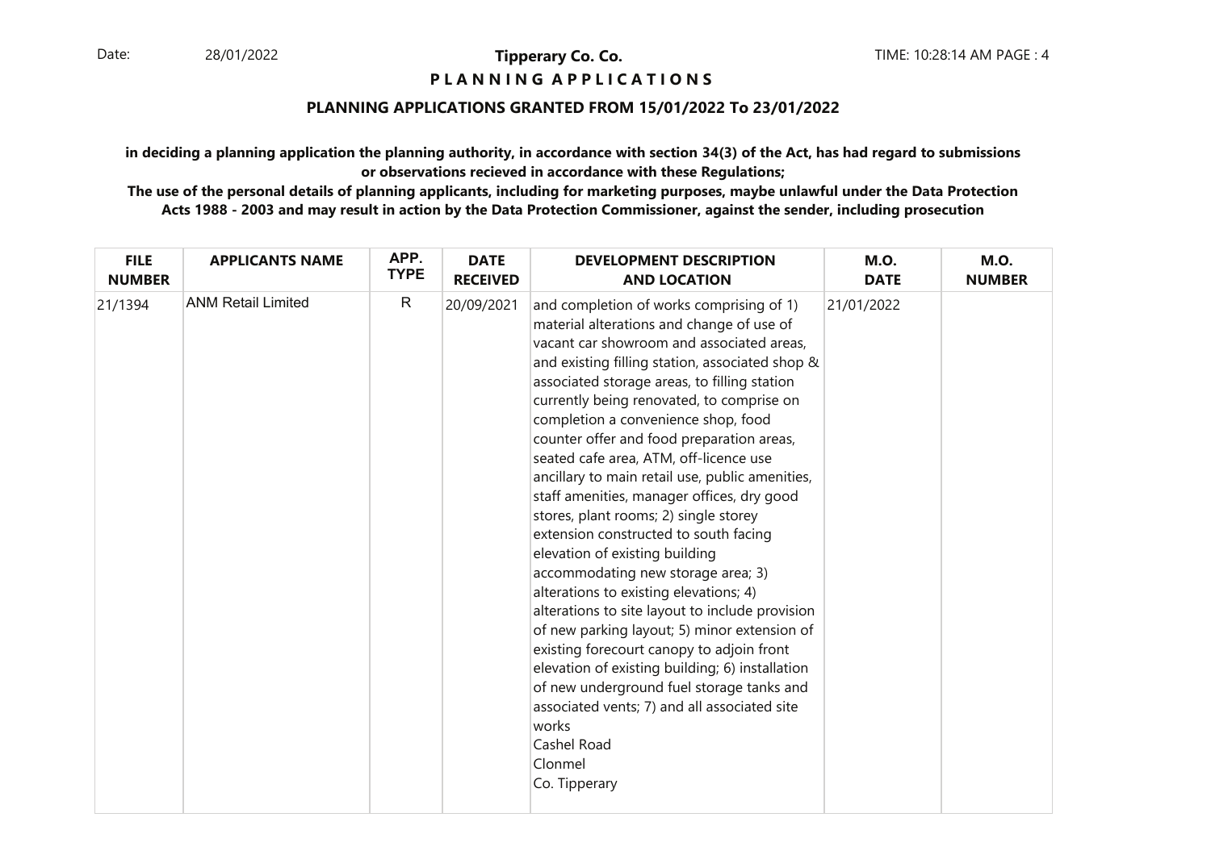# Tipperary Co. Co.

## PLANNING APPLICATIONS

### PLANNING APPLICATIONS GRANTED FROM 15/01/2022 To 23/01/2022

**in deciding a planning application the planning authority, in accordance with section 34(3) of the Act, has had regard to submissions or observations recieved in accordance with these Regulations;**

**The use of the personal details of planning applicants, including for marketing purposes, maybe unlawful under the Data Protection Acts 1988 - 2003 and may result in action by the Data Protection Commissioner, against the sender, including prosecution**

| FILE NUMBER | APPLICANTS NAME | APP. TYPE | DATE RECEIVED | DEVELOPMENT DESCRIPTION AND LOCATION | M.O. DATE | M.O. NUMBER |
|---|---|---|---|---|---|---|
| 21/1394 | ANM Retail Limited | R | 20/09/2021 | and completion of works comprising of 1) material alterations and change of use of vacant car showroom and associated areas, and existing filling station, associated shop & associated storage areas, to filling station currently being renovated, to comprise on completion a convenience shop, food counter offer and food preparation areas, seated cafe area, ATM, off-licence use ancillary to main retail use, public amenities, staff amenities, manager offices, dry good stores, plant rooms; 2) single storey extension constructed to south facing elevation of existing building accommodating new storage area; 3) alterations to existing elevations; 4) alterations to site layout to include provision of new parking layout; 5) minor extension of existing forecourt canopy to adjoin front elevation of existing building; 6) installation of new underground fuel storage tanks and associated vents; 7) and all associated site works<br>Cashel Road<br>Clonmel<br>Co. Tipperary | 21/01/2022 | |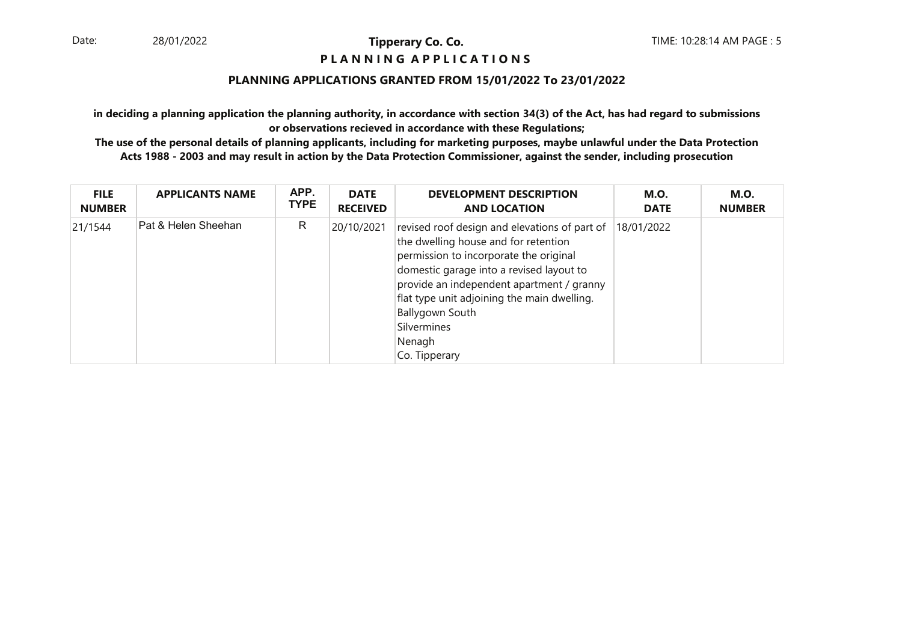**Tipperary Co. Co.**

**P L A N N I N G A P P L I C A T I O N S**

## PLANNING APPLICATIONS GRANTED FROM 15/01/2022 To 23/01/2022

**in deciding a planning application the planning authority, in accordance with section 34(3) of the Act, has had regard to submissions or observations recieved in accordance with these Regulations;**

**The use of the personal details of planning applicants, including for marketing purposes, maybe unlawful under the Data Protection Acts 1988 - 2003 and may result in action by the Data Protection Commissioner, against the sender, including prosecution**

| FILE NUMBER | APPLICANTS NAME | APP. TYPE | DATE RECEIVED | DEVELOPMENT DESCRIPTION AND LOCATION | M.O. DATE | M.O. NUMBER |
|---|---|---|---|---|---|---|
| 21/1544 | Pat & Helen Sheehan | R | 20/10/2021 | revised roof design and elevations of part of the dwelling house and for retention permission to incorporate the original domestic garage into a revised layout to provide an independent apartment / granny flat type unit adjoining the main dwelling. Ballygown South Silvermines Nenagh Co. Tipperary | 18/01/2022 | |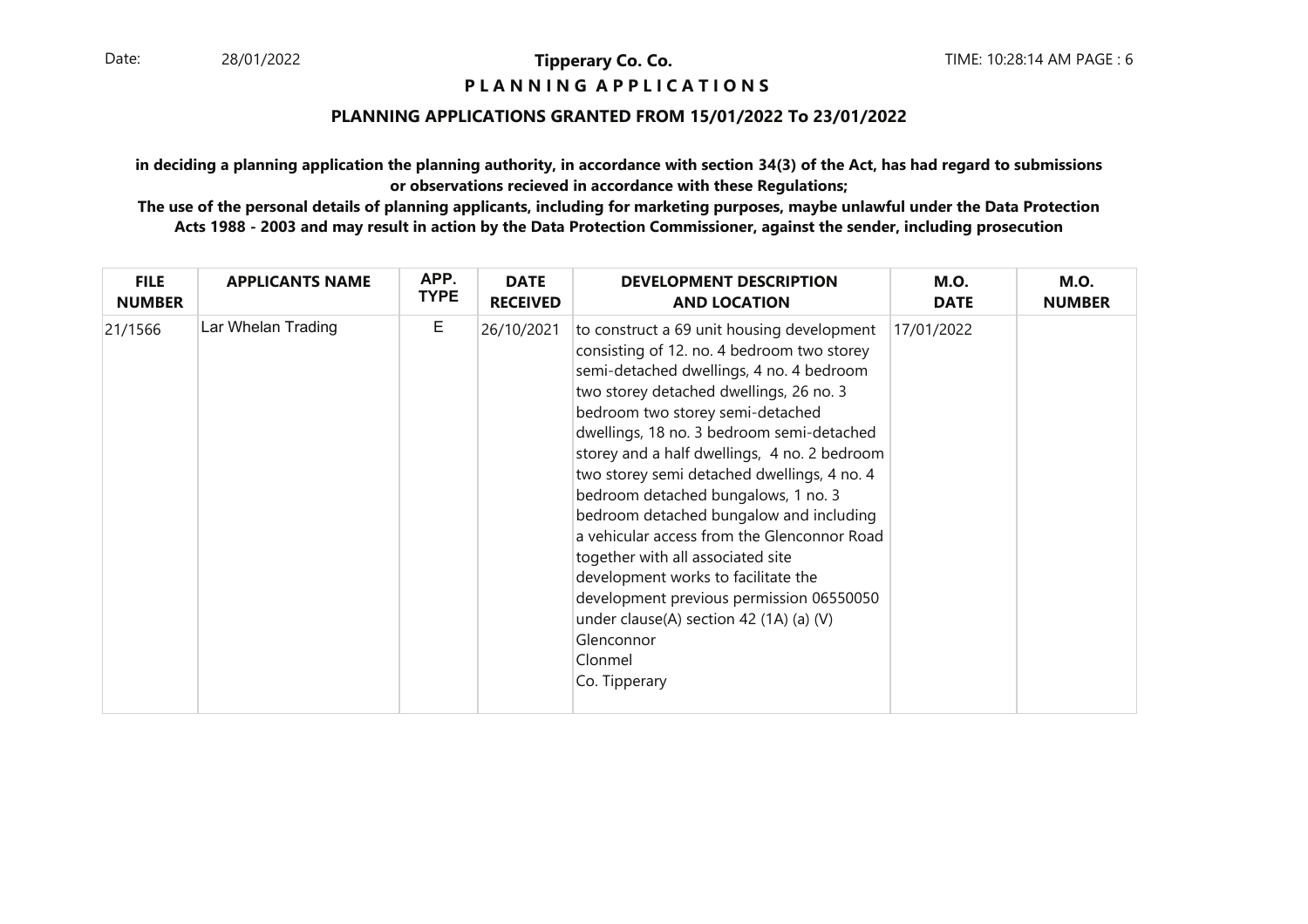**Tipperary Co. Co.**

**P L A N N I N G  A P P L I C A T I O N S**

**PLANNING APPLICATIONS GRANTED FROM 15/01/2022 To 23/01/2022**

**in deciding a planning application the planning authority, in accordance with section 34(3) of the Act, has had regard to submissions or observations recieved in accordance with these Regulations;**

**The use of the personal details of planning applicants, including for marketing purposes, maybe unlawful under the Data Protection Acts 1988 - 2003 and may result in action by the Data Protection Commissioner, against the sender, including prosecution**

| FILE NUMBER | APPLICANTS NAME | APP. TYPE | DATE RECEIVED | DEVELOPMENT DESCRIPTION AND LOCATION | M.O. DATE | M.O. NUMBER |
|---|---|---|---|---|---|---|
| 21/1566 | Lar Whelan Trading | E | 26/10/2021 | to construct a 69 unit housing development consisting of 12. no. 4 bedroom two storey semi-detached dwellings, 4 no. 4 bedroom two storey detached dwellings, 26 no. 3 bedroom two storey semi-detached dwellings, 18 no. 3 bedroom semi-detached storey and a half dwellings, 4 no. 2 bedroom two storey semi detached dwellings, 4 no. 4 bedroom detached bungalows, 1 no. 3 bedroom detached bungalow and including a vehicular access from the Glenconnor Road together with all associated site development works to facilitate the development previous permission 06550050 under clause(A) section 42 (1A) (a) (V) Glenconnor Clonmel Co. Tipperary | 17/01/2022 | |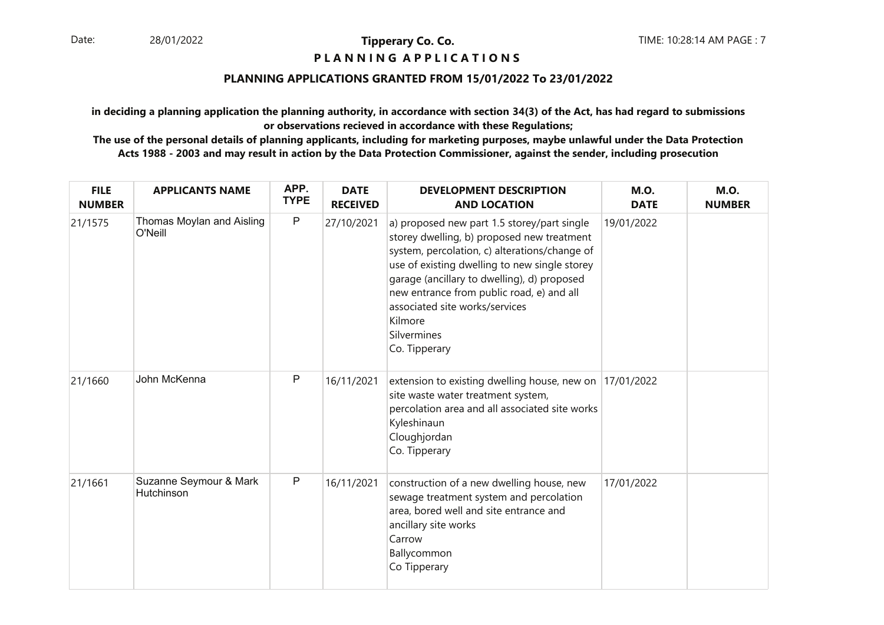**Tipperary Co. Co.**

**P L A N N I N G   A P P L I C A T I O N S**

**PLANNING APPLICATIONS GRANTED FROM 15/01/2022 To 23/01/2022**

**in deciding a planning application the planning authority, in accordance with section 34(3) of the Act, has had regard to submissions or observations recieved in accordance with these Regulations;**

**The use of the personal details of planning applicants, including for marketing purposes, maybe unlawful under the Data Protection Acts 1988 - 2003 and may result in action by the Data Protection Commissioner, against the sender, including prosecution**

| FILE NUMBER | APPLICANTS NAME | APP. TYPE | DATE RECEIVED | DEVELOPMENT DESCRIPTION AND LOCATION | M.O. DATE | M.O. NUMBER |
|---|---|---|---|---|---|---|
| 21/1575 | Thomas Moylan and Aisling O'Neill | P | 27/10/2021 | a) proposed new part 1.5 storey/part single storey dwelling, b) proposed new treatment system, percolation, c) alterations/change of use of existing dwelling to new single storey garage (ancillary to dwelling), d) proposed new entrance from public road, e) and all associated site works/services<br>Kilmore<br>Silvermines<br>Co. Tipperary | 19/01/2022 | |
| 21/1660 | John McKenna | P | 16/11/2021 | extension to existing dwelling house, new on site waste water treatment system, percolation area and all associated site works<br>Kyleshinaun<br>Cloughjordan<br>Co. Tipperary | 17/01/2022 | |
| 21/1661 | Suzanne Seymour & Mark Hutchinson | P | 16/11/2021 | construction of a new dwelling house, new sewage treatment system and percolation area, bored well and site entrance and ancillary site works<br>Carrow<br>Ballycommon<br>Co Tipperary | 17/01/2022 | |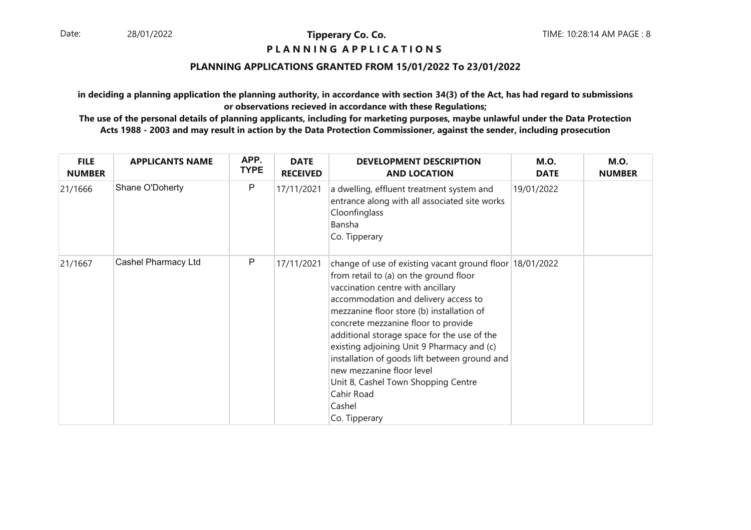**Tipperary Co. Co.**

**P L A N N I N G  A P P L I C A T I O N S**

**PLANNING APPLICATIONS GRANTED FROM 15/01/2022 To 23/01/2022**

**in deciding a planning application the planning authority, in accordance with section 34(3) of the Act, has had regard to submissions or observations recieved in accordance with these Regulations;**

**The use of the personal details of planning applicants, including for marketing purposes, maybe unlawful under the Data Protection Acts 1988 - 2003 and may result in action by the Data Protection Commissioner, against the sender, including prosecution**

| FILE NUMBER | APPLICANTS NAME | APP. TYPE | DATE RECEIVED | DEVELOPMENT DESCRIPTION AND LOCATION | M.O. DATE | M.O. NUMBER |
|---|---|---|---|---|---|---|
| 21/1666 | Shane O'Doherty | P | 17/11/2021 | a dwelling, effluent treatment system and entrance along with all associated site works<br>Cloonfinglass<br>Bansha<br>Co. Tipperary | 19/01/2022 | |
| 21/1667 | Cashel Pharmacy Ltd | P | 17/11/2021 | change of use of existing vacant ground floor from retail to (a) on the ground floor vaccination centre with ancillary accommodation and delivery access to mezzanine floor store (b) installation of concrete mezzanine floor to provide additional storage space for the use of the existing adjoining Unit 9 Pharmacy and (c) installation of goods lift between ground and new mezzanine floor level<br>Unit 8, Cashel Town Shopping Centre<br>Cahir Road<br>Cashel<br>Co. Tipperary | 18/01/2022 | |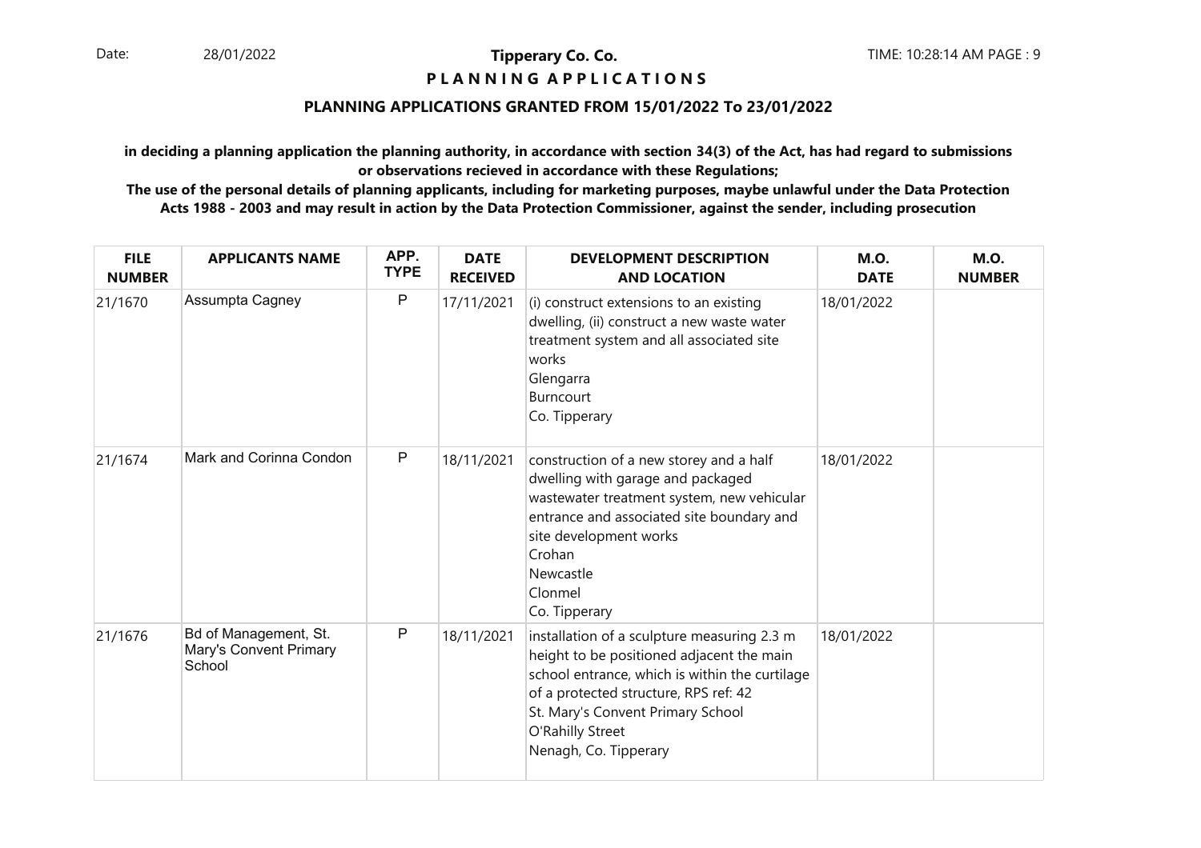**Tipperary Co. Co.**

**P L A N N I N G A P P L I C A T I O N S**

## PLANNING APPLICATIONS GRANTED FROM 15/01/2022 To 23/01/2022

**in deciding a planning application the planning authority, in accordance with section 34(3) of the Act, has had regard to submissions or observations recieved in accordance with these Regulations;**

**The use of the personal details of planning applicants, including for marketing purposes, maybe unlawful under the Data Protection Acts 1988 - 2003 and may result in action by the Data Protection Commissioner, against the sender, including prosecution**

| FILE NUMBER | APPLICANTS NAME | APP. TYPE | DATE RECEIVED | DEVELOPMENT DESCRIPTION AND LOCATION | M.O. DATE | M.O. NUMBER |
|---|---|---|---|---|---|---|
| 21/1670 | Assumpta Cagney | P | 17/11/2021 | (i) construct extensions to an existing dwelling, (ii) construct a new waste water treatment system and all associated site works<br>Glengarra<br>Burncourt<br>Co. Tipperary | 18/01/2022 | |
| 21/1674 | Mark and Corinna Condon | P | 18/11/2021 | construction of a new storey and a half dwelling with garage and packaged wastewater treatment system, new vehicular entrance and associated site boundary and site development works<br>Crohan<br>Newcastle<br>Clonmel<br>Co. Tipperary | 18/01/2022 | |
| 21/1676 | Bd of Management, St. Mary's Convent Primary School | P | 18/11/2021 | installation of a sculpture measuring 2.3 m height to be positioned adjacent the main school entrance, which is within the curtilage of a protected structure, RPS ref: 42<br>St. Mary's Convent Primary School<br>O'Rahilly Street<br>Nenagh, Co. Tipperary | 18/01/2022 | |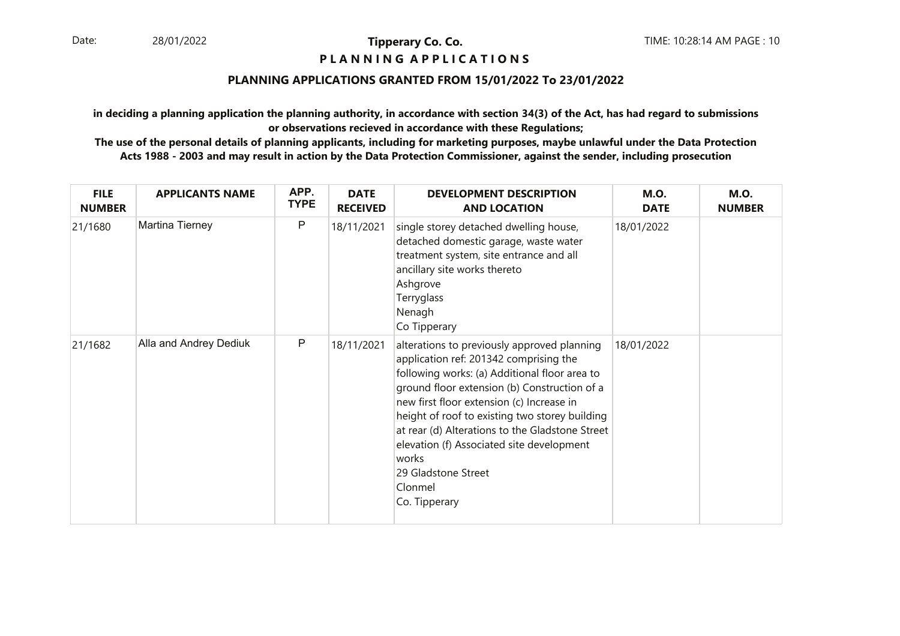**Tipperary Co. Co.**

**P L A N N I N G A P P L I C A T I O N S**

**PLANNING APPLICATIONS GRANTED FROM 15/01/2022 To 23/01/2022**

**in deciding a planning application the planning authority, in accordance with section 34(3) of the Act, has had regard to submissions or observations recieved in accordance with these Regulations;**

**The use of the personal details of planning applicants, including for marketing purposes, maybe unlawful under the Data Protection Acts 1988 - 2003 and may result in action by the Data Protection Commissioner, against the sender, including prosecution**

| FILE NUMBER | APPLICANTS NAME | APP. TYPE | DATE RECEIVED | DEVELOPMENT DESCRIPTION AND LOCATION | M.O. DATE | M.O. NUMBER |
|---|---|---|---|---|---|---|
| 21/1680 | Martina Tierney | P | 18/11/2021 | single storey detached dwelling house, detached domestic garage, waste water treatment system, site entrance and all ancillary site works thereto Ashgrove Terryglass Nenagh Co Tipperary | 18/01/2022 | |
| 21/1682 | Alla and Andrey Dediuk | P | 18/11/2021 | alterations to previously approved planning application ref: 201342 comprising the following works: (a) Additional floor area to ground floor extension (b) Construction of a new first floor extension (c) Increase in height of roof to existing two storey building at rear (d) Alterations to the Gladstone Street elevation (f) Associated site development works 29 Gladstone Street Clonmel Co. Tipperary | 18/01/2022 | |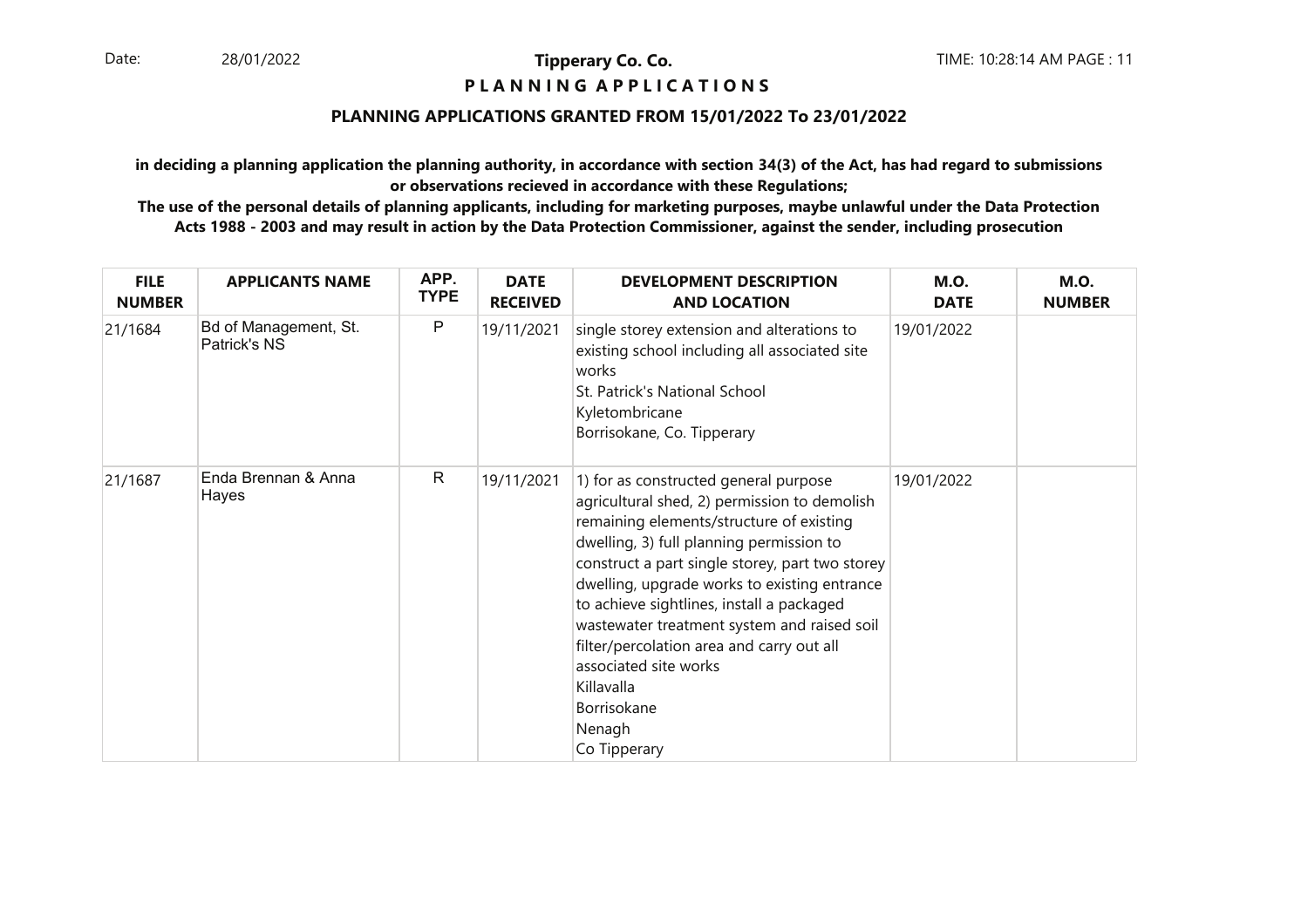# Tipperary Co. Co.

## P L A N N I N G A P P L I C A T I O N S

### PLANNING APPLICATIONS GRANTED FROM 15/01/2022 To 23/01/2022

**in deciding a planning application the planning authority, in accordance with section 34(3) of the Act, has had regard to submissions or observations recieved in accordance with these Regulations;**

**The use of the personal details of planning applicants, including for marketing purposes, maybe unlawful under the Data Protection Acts 1988 - 2003 and may result in action by the Data Protection Commissioner, against the sender, including prosecution**

| FILE NUMBER | APPLICANTS NAME | APP. TYPE | DATE RECEIVED | DEVELOPMENT DESCRIPTION AND LOCATION | M.O. DATE | M.O. NUMBER |
|---|---|---|---|---|---|---|
| 21/1684 | Bd of Management, St. Patrick's NS | P | 19/11/2021 | single storey extension and alterations to existing school including all associated site works<br>St. Patrick's National School<br>Kyletombricane<br>Borrisokane, Co. Tipperary | 19/01/2022 | |
| 21/1687 | Enda Brennan & Anna Hayes | R | 19/11/2021 | 1) for as constructed general purpose agricultural shed, 2) permission to demolish remaining elements/structure of existing dwelling, 3) full planning permission to construct a part single storey, part two storey dwelling, upgrade works to existing entrance to achieve sightlines, install a packaged wastewater treatment system and raised soil filter/percolation area and carry out all associated site works<br>Killavalla<br>Borrisokane<br>Nenagh<br>Co Tipperary | 19/01/2022 | |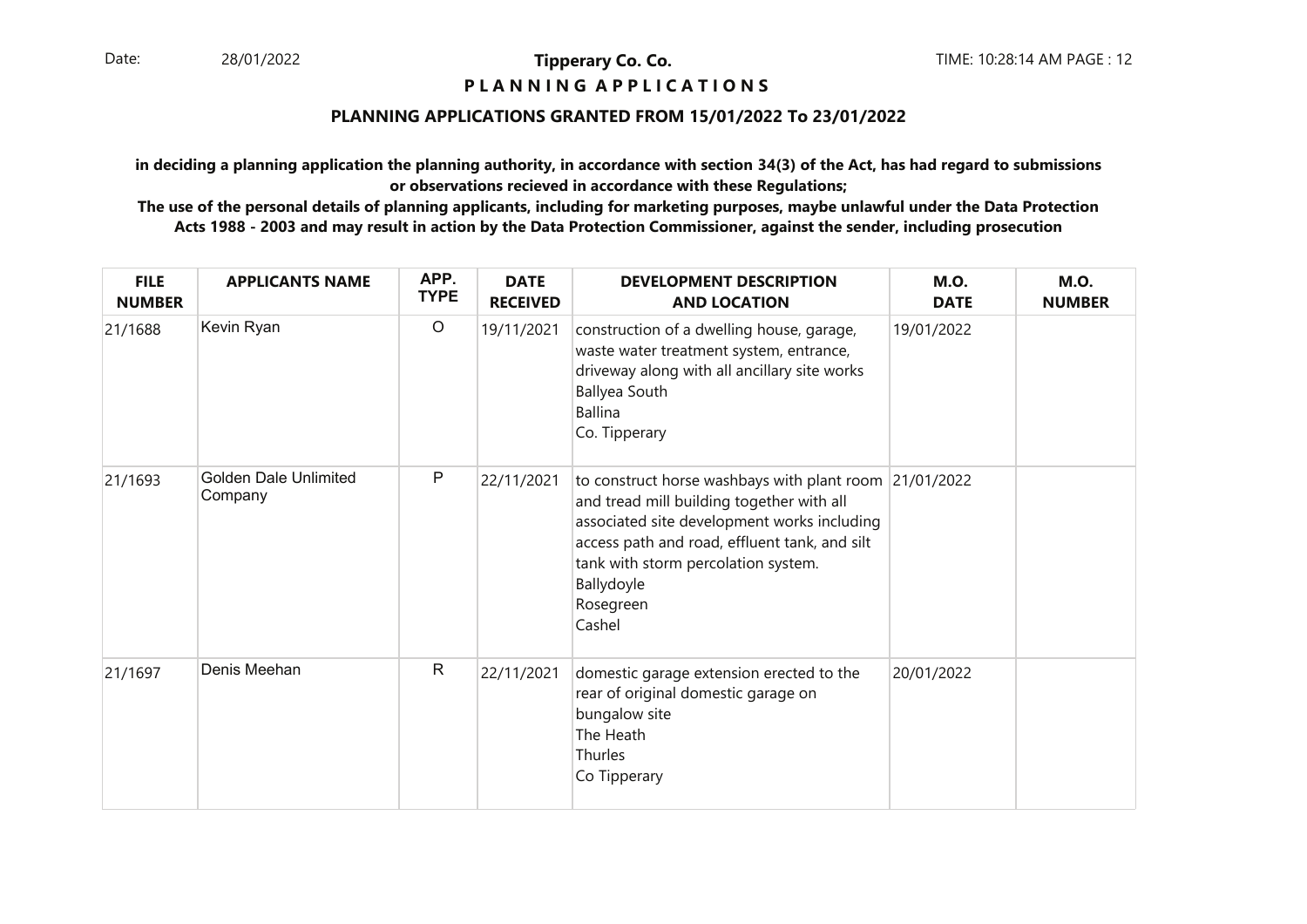**Tipperary Co. Co.**

**P L A N N I N G A P P L I C A T I O N S**

## PLANNING APPLICATIONS GRANTED FROM 15/01/2022 To 23/01/2022

**in deciding a planning application the planning authority, in accordance with section 34(3) of the Act, has had regard to submissions or observations recieved in accordance with these Regulations;**

**The use of the personal details of planning applicants, including for marketing purposes, maybe unlawful under the Data Protection Acts 1988 - 2003 and may result in action by the Data Protection Commissioner, against the sender, including prosecution**

| FILE NUMBER | APPLICANTS NAME | APP. TYPE | DATE RECEIVED | DEVELOPMENT DESCRIPTION AND LOCATION | M.O. DATE | M.O. NUMBER |
|---|---|---|---|---|---|---|
| 21/1688 | Kevin Ryan | O | 19/11/2021 | construction of a dwelling house, garage, waste water treatment system, entrance, driveway along with all ancillary site works<br>Ballyea South<br>Ballina<br>Co. Tipperary | 19/01/2022 | |
| 21/1693 | Golden Dale Unlimited Company | P | 22/11/2021 | to construct horse washbays with plant room and tread mill building together with all associated site development works including access path and road, effluent tank, and silt tank with storm percolation system.<br>Ballydoyle<br>Rosegreen<br>Cashel | 21/01/2022 | |
| 21/1697 | Denis Meehan | R | 22/11/2021 | domestic garage extension erected to the rear of original domestic garage on bungalow site<br>The Heath<br>Thurles<br>Co Tipperary | 20/01/2022 | |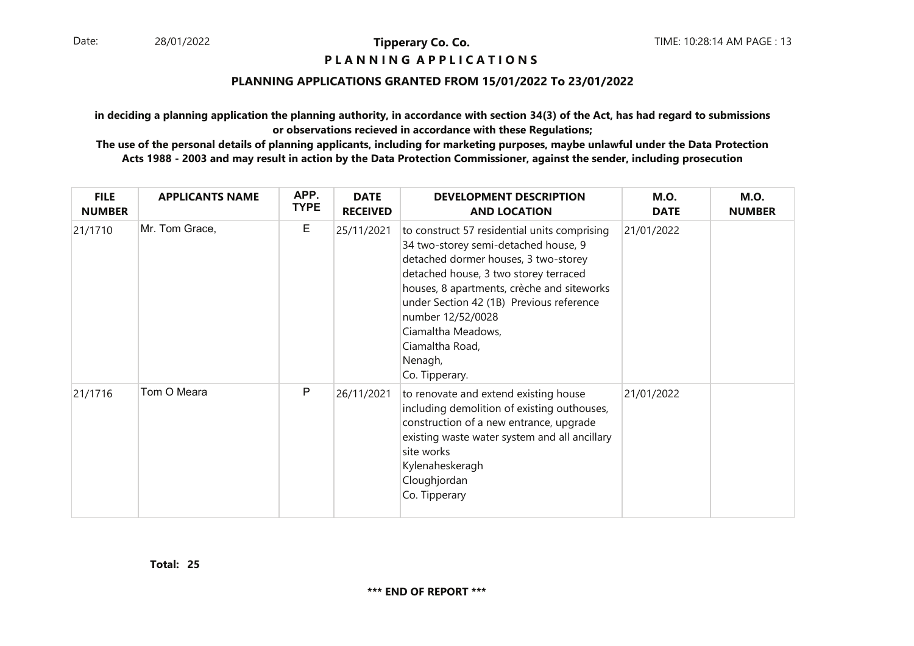**Tipperary Co. Co.**

**P L A N N I N G A P P L I C A T I O N S**

## PLANNING APPLICATIONS GRANTED FROM 15/01/2022 To 23/01/2022

**in deciding a planning application the planning authority, in accordance with section 34(3) of the Act, has had regard to submissions or observations recieved in accordance with these Regulations;**

**The use of the personal details of planning applicants, including for marketing purposes, maybe unlawful under the Data Protection Acts 1988 - 2003 and may result in action by the Data Protection Commissioner, against the sender, including prosecution**

| FILE NUMBER | APPLICANTS NAME | APP. TYPE | DATE RECEIVED | DEVELOPMENT DESCRIPTION AND LOCATION | M.O. DATE | M.O. NUMBER |
|---|---|---|---|---|---|---|
| 21/1710 | Mr. Tom Grace, | E | 25/11/2021 | to construct 57 residential units comprising 34 two-storey semi-detached house, 9 detached dormer houses, 3 two-storey detached house, 3 two storey terraced houses, 8 apartments, crèche and siteworks under Section 42 (1B) Previous reference number 12/52/0028<br>Ciamaltha Meadows,<br>Ciamaltha Road,<br>Nenagh,<br>Co. Tipperary. | 21/01/2022 | |
| 21/1716 | Tom O Meara | P | 26/11/2021 | to renovate and extend existing house including demolition of existing outhouses, construction of a new entrance, upgrade existing waste water system and all ancillary site works<br>Kylenaheskeragh<br>Cloughjordan<br>Co. Tipperary | 21/01/2022 | |

**Total: 25**

**\*\*\* END OF REPORT \*\*\***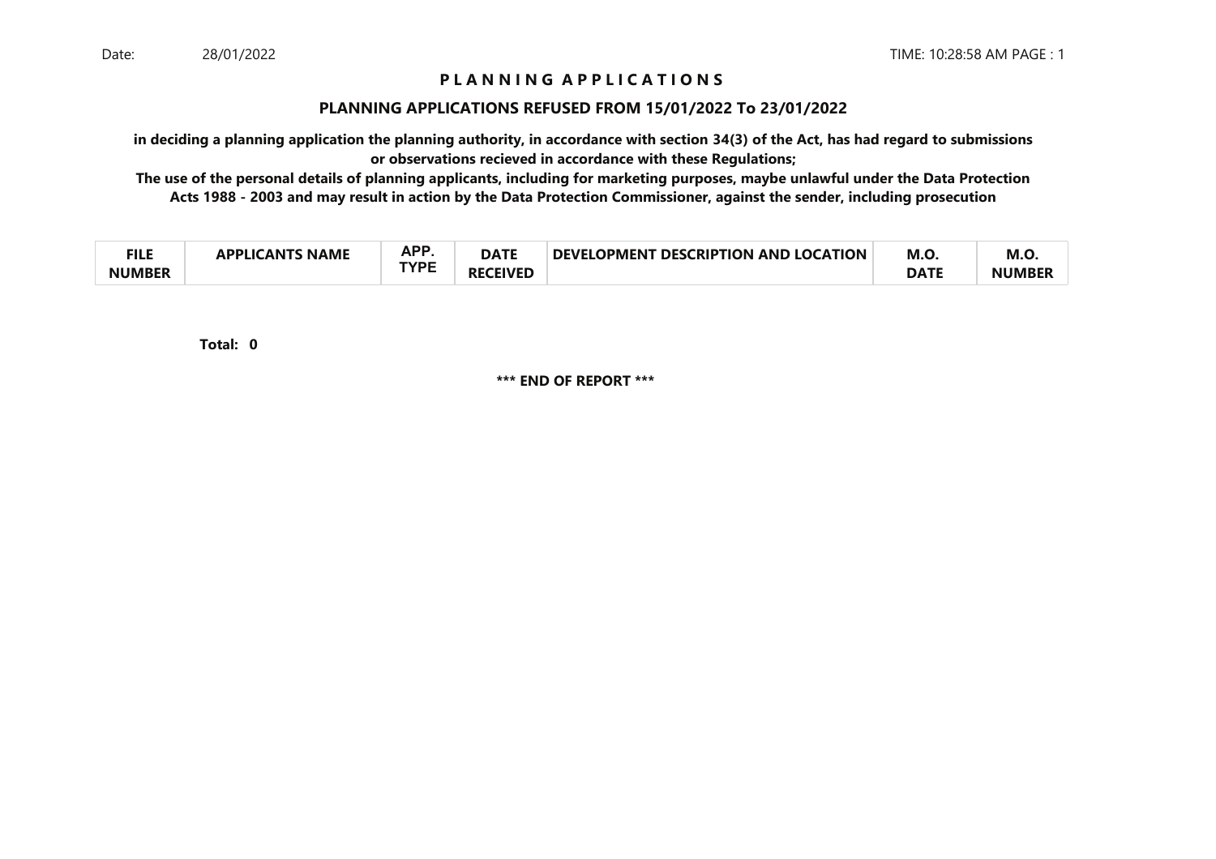Date: 28/01/2022 TIME: 10:28:58 AM PAGE : 1

# P L A N N I N G A P P L I C A T I O N S

## PLANNING APPLICATIONS REFUSED FROM 15/01/2022 To 23/01/2022

**in deciding a planning application the planning authority, in accordance with section 34(3) of the Act, has had regard to submissions or observations recieved in accordance with these Regulations;**

**The use of the personal details of planning applicants, including for marketing purposes, maybe unlawful under the Data Protection Acts 1988 - 2003 and may result in action by the Data Protection Commissioner, against the sender, including prosecution**

| FILE NUMBER | APPLICANTS NAME | APP. TYPE | DATE RECEIVED | DEVELOPMENT DESCRIPTION AND LOCATION | M.O. DATE | M.O. NUMBER |
|---|---|---|---|---|---|---|

**Total: 0**

**\*\*\* END OF REPORT \*\*\***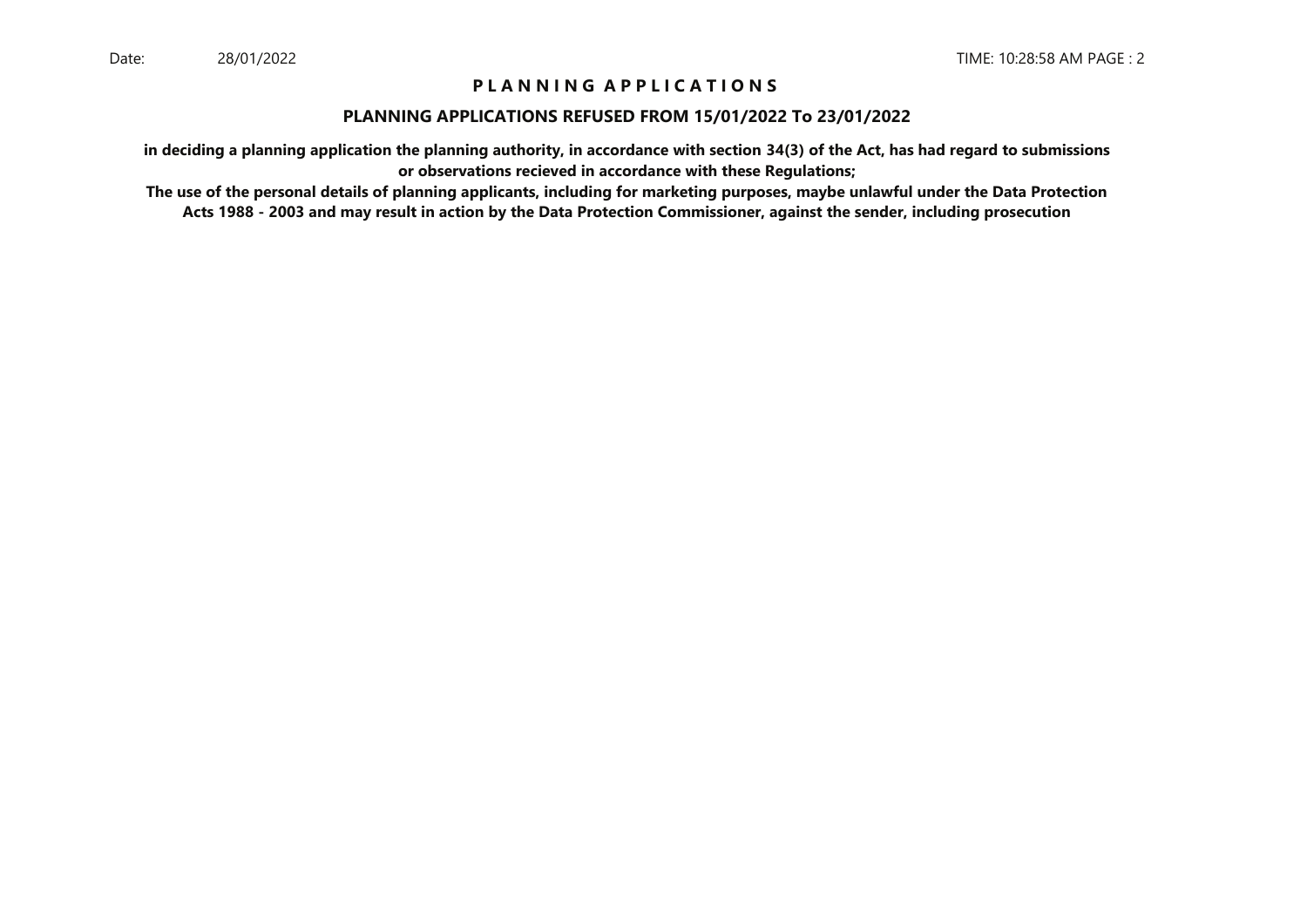# P L A N N I N G A P P L I C A T I O N S

## PLANNING APPLICATIONS REFUSED FROM 15/01/2022 To 23/01/2022

**in deciding a planning application the planning authority, in accordance with section 34(3) of the Act, has had regard to submissions or observations recieved in accordance with these Regulations;**

**The use of the personal details of planning applicants, including for marketing purposes, maybe unlawful under the Data Protection Acts 1988 - 2003 and may result in action by the Data Protection Commissioner, against the sender, including prosecution**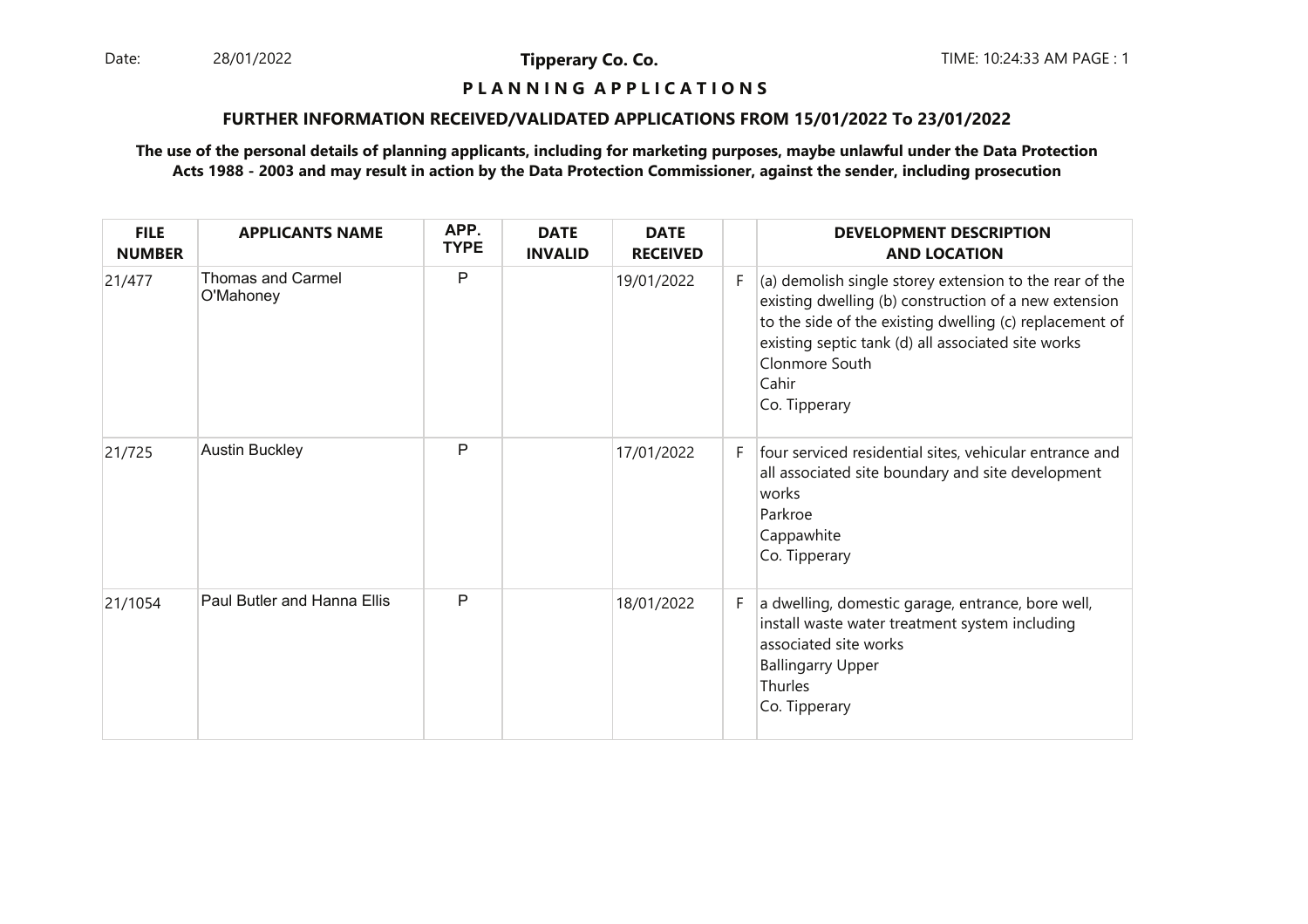**Tipperary Co. Co.**

**P L A N N I N G A P P L I C A T I O N S**

**FURTHER INFORMATION RECEIVED/VALIDATED APPLICATIONS FROM 15/01/2022 To 23/01/2022**

**The use of the personal details of planning applicants, including for marketing purposes, maybe unlawful under the Data Protection Acts 1988 - 2003 and may result in action by the Data Protection Commissioner, against the sender, including prosecution**

| FILE NUMBER | APPLICANTS NAME | APP. TYPE | DATE INVALID | DATE RECEIVED | | DEVELOPMENT DESCRIPTION AND LOCATION |
|---|---|---|---|---|---|---|
| 21/477 | Thomas and Carmel O'Mahoney | P | | 19/01/2022 | F | (a) demolish single storey extension to the rear of the existing dwelling (b) construction of a new extension to the side of the existing dwelling (c) replacement of existing septic tank (d) all associated site works Clonmore South Cahir Co. Tipperary |
| 21/725 | Austin Buckley | P | | 17/01/2022 | F | four serviced residential sites, vehicular entrance and all associated site boundary and site development works Parkroe Cappawhite Co. Tipperary |
| 21/1054 | Paul Butler and Hanna Ellis | P | | 18/01/2022 | F | a dwelling, domestic garage, entrance, bore well, install waste water treatment system including associated site works Ballingarry Upper Thurles Co. Tipperary |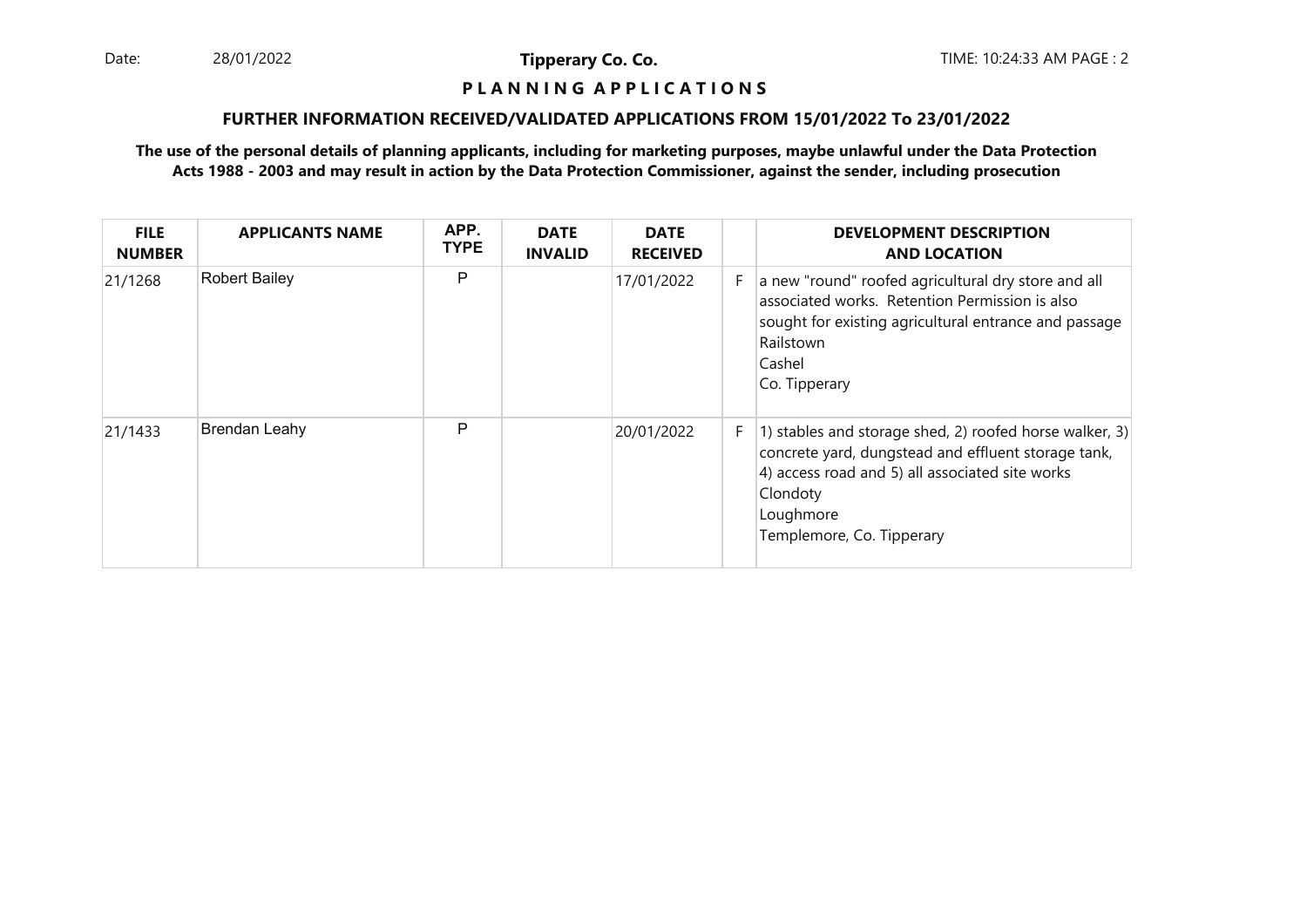**P L A N N I N G A P P L I C A T I O N S**

**FURTHER INFORMATION RECEIVED/VALIDATED APPLICATIONS FROM 15/01/2022 To 23/01/2022**

**The use of the personal details of planning applicants, including for marketing purposes, maybe unlawful under the Data Protection Acts 1988 - 2003 and may result in action by the Data Protection Commissioner, against the sender, including prosecution**

| FILE NUMBER | APPLICANTS NAME | APP. TYPE | DATE INVALID | DATE RECEIVED | | DEVELOPMENT DESCRIPTION AND LOCATION |
|---|---|---|---|---|---|---|
| 21/1268 | Robert Bailey | P | | 17/01/2022 | F | a new "round" roofed agricultural dry store and all associated works. Retention Permission is also sought for existing agricultural entrance and passage<br>Railstown<br>Cashel<br>Co. Tipperary |
| 21/1433 | Brendan Leahy | P | | 20/01/2022 | F | 1) stables and storage shed, 2) roofed horse walker, 3) concrete yard, dungstead and effluent storage tank, 4) access road and 5) all associated site works<br>Clondoty<br>Loughmore<br>Templemore, Co. Tipperary |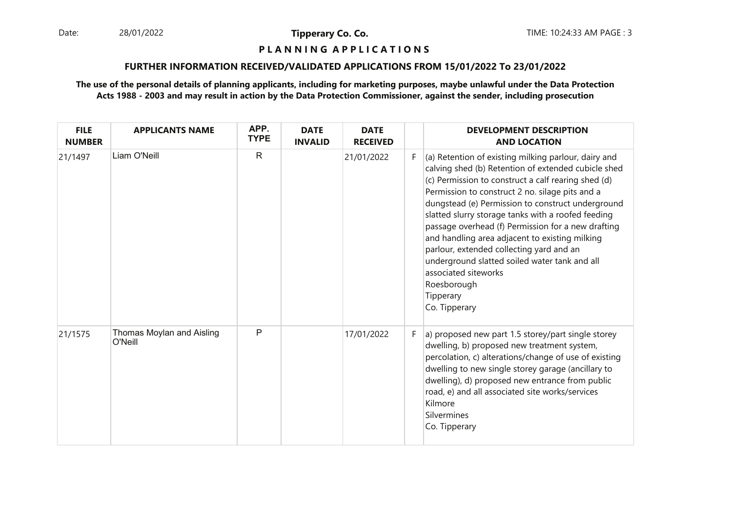**Tipperary Co. Co.**

**P L A N N I N G A P P L I C A T I O N S**

**FURTHER INFORMATION RECEIVED/VALIDATED APPLICATIONS FROM 15/01/2022 To 23/01/2022**

**The use of the personal details of planning applicants, including for marketing purposes, maybe unlawful under the Data Protection Acts 1988 - 2003 and may result in action by the Data Protection Commissioner, against the sender, including prosecution**

| FILE NUMBER | APPLICANTS NAME | APP. TYPE | DATE INVALID | DATE RECEIVED | | DEVELOPMENT DESCRIPTION AND LOCATION |
|---|---|---|---|---|---|---|
| 21/1497 | Liam O'Neill | R | | 21/01/2022 | F | (a) Retention of existing milking parlour, dairy and calving shed (b) Retention of extended cubicle shed (c) Permission to construct a calf rearing shed (d) Permission to construct 2 no. silage pits and a dungstead (e) Permission to construct underground slatted slurry storage tanks with a roofed feeding passage overhead (f) Permission for a new drafting and handling area adjacent to existing milking parlour, extended collecting yard and an underground slatted soiled water tank and all associated siteworks Roesborough Tipperary Co. Tipperary |
| 21/1575 | Thomas Moylan and Aisling O'Neill | P | | 17/01/2022 | F | a) proposed new part 1.5 storey/part single storey dwelling, b) proposed new treatment system, percolation, c) alterations/change of use of existing dwelling to new single storey garage (ancillary to dwelling), d) proposed new entrance from public road, e) and all associated site works/services Kilmore Silvermines Co. Tipperary |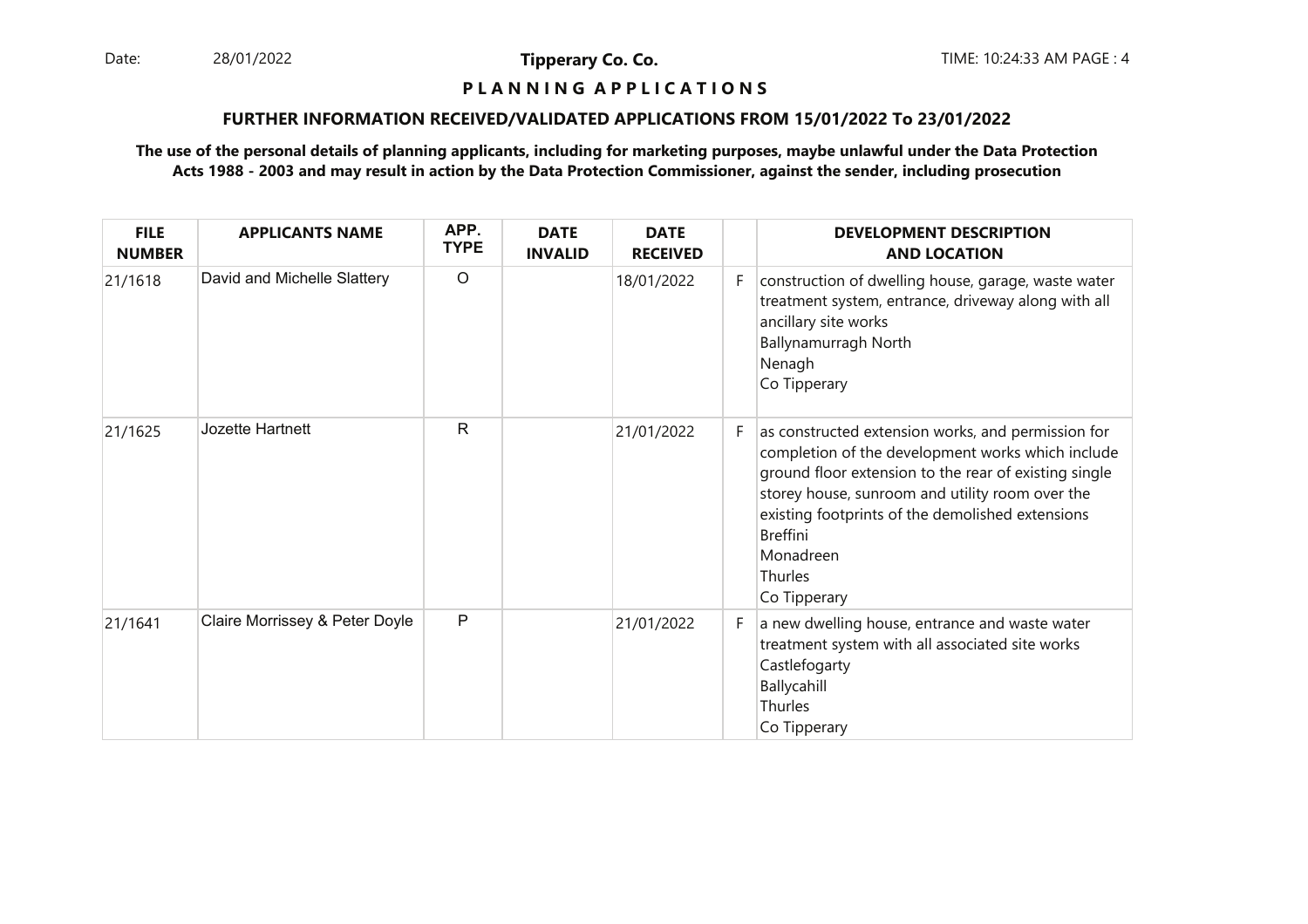**P L A N N I N G A P P L I C A T I O N S**

**FURTHER INFORMATION RECEIVED/VALIDATED APPLICATIONS FROM 15/01/2022 To 23/01/2022**

**The use of the personal details of planning applicants, including for marketing purposes, maybe unlawful under the Data Protection Acts 1988 - 2003 and may result in action by the Data Protection Commissioner, against the sender, including prosecution**

| FILE NUMBER | APPLICANTS NAME | APP. TYPE | DATE INVALID | DATE RECEIVED | | DEVELOPMENT DESCRIPTION AND LOCATION |
|---|---|---|---|---|---|---|
| 21/1618 | David and Michelle Slattery | O | | 18/01/2022 | F | construction of dwelling house, garage, waste water treatment system, entrance, driveway along with all ancillary site works<br>Ballynamurragh North<br>Nenagh<br>Co Tipperary |
| 21/1625 | Jozette Hartnett | R | | 21/01/2022 | F | as constructed extension works, and permission for completion of the development works which include ground floor extension to the rear of existing single storey house, sunroom and utility room over the existing footprints of the demolished extensions<br>Breffini<br>Monadreen<br>Thurles<br>Co Tipperary |
| 21/1641 | Claire Morrissey & Peter Doyle | P | | 21/01/2022 | F | a new dwelling house, entrance and waste water treatment system with all associated site works<br>Castlefogarty<br>Ballycahill<br>Thurles<br>Co Tipperary |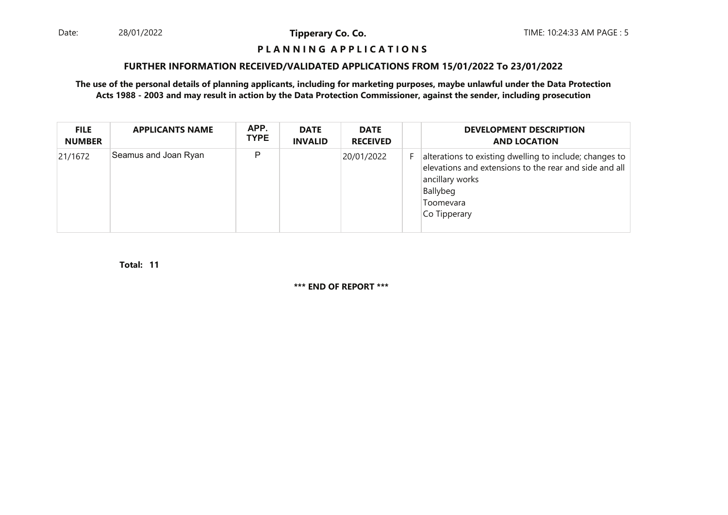**P L A N N I N G A P P L I C A T I O N S**

**FURTHER INFORMATION RECEIVED/VALIDATED APPLICATIONS FROM 15/01/2022 To 23/01/2022**

**The use of the personal details of planning applicants, including for marketing purposes, maybe unlawful under the Data Protection Acts 1988 - 2003 and may result in action by the Data Protection Commissioner, against the sender, including prosecution**

| FILE NUMBER | APPLICANTS NAME | APP. TYPE | DATE INVALID | DATE RECEIVED | | DEVELOPMENT DESCRIPTION AND LOCATION |
|---|---|---|---|---|---|---|
| 21/1672 | Seamus and Joan Ryan | P | | 20/01/2022 | F | alterations to existing dwelling to include; changes to elevations and extensions to the rear and side and all ancillary works<br>Ballybeg<br>Toomevara<br>Co Tipperary |

**Total: 11**

**\*\*\* END OF REPORT \*\*\***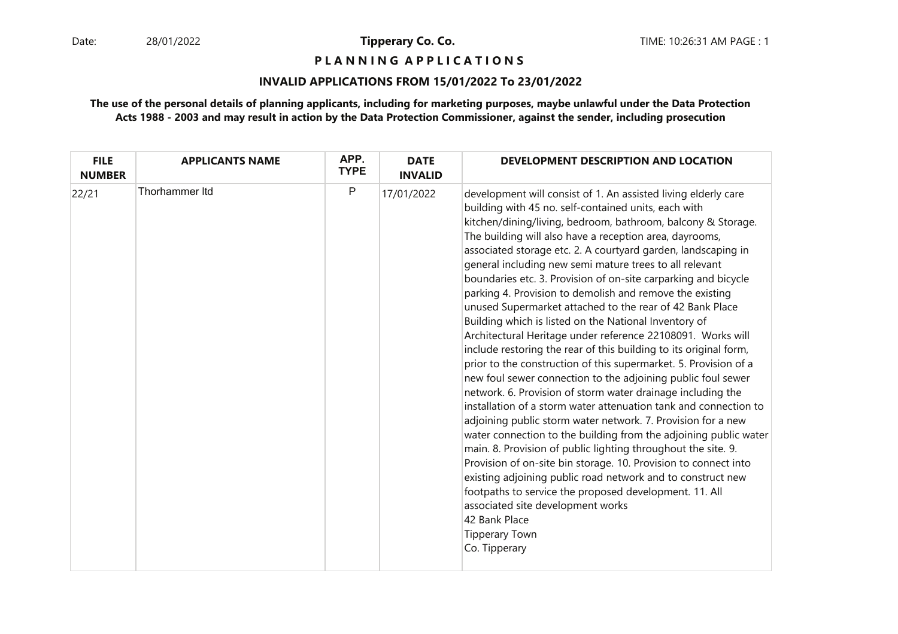Date: 28/01/2022 **Tipperary Co. Co.** TIME: 10:26:31 AM PAGE : 1

**P L A N N I N G A P P L I C A T I O N S**

**INVALID APPLICATIONS FROM 15/01/2022 To 23/01/2022**

**The use of the personal details of planning applicants, including for marketing purposes, maybe unlawful under the Data Protection Acts 1988 - 2003 and may result in action by the Data Protection Commissioner, against the sender, including prosecution**

| FILE NUMBER | APPLICANTS NAME | APP. TYPE | DATE INVALID | DEVELOPMENT DESCRIPTION AND LOCATION |
|---|---|---|---|---|
| 22/21 | Thorhammer ltd | P | 17/01/2022 | development will consist of 1. An assisted living elderly care building with 45 no. self-contained units, each with kitchen/dining/living, bedroom, bathroom, balcony & Storage. The building will also have a reception area, dayrooms, associated storage etc. 2. A courtyard garden, landscaping in general including new semi mature trees to all relevant boundaries etc. 3. Provision of on-site carparking and bicycle parking 4. Provision to demolish and remove the existing unused Supermarket attached to the rear of 42 Bank Place Building which is listed on the National Inventory of Architectural Heritage under reference 22108091. Works will include restoring the rear of this building to its original form, prior to the construction of this supermarket. 5. Provision of a new foul sewer connection to the adjoining public foul sewer network. 6. Provision of storm water drainage including the installation of a storm water attenuation tank and connection to adjoining public storm water network. 7. Provision for a new water connection to the building from the adjoining public water main. 8. Provision of public lighting throughout the site. 9. Provision of on-site bin storage. 10. Provision to connect into existing adjoining public road network and to construct new footpaths to service the proposed development. 11. All associated site development works<br>42 Bank Place<br>Tipperary Town<br>Co. Tipperary |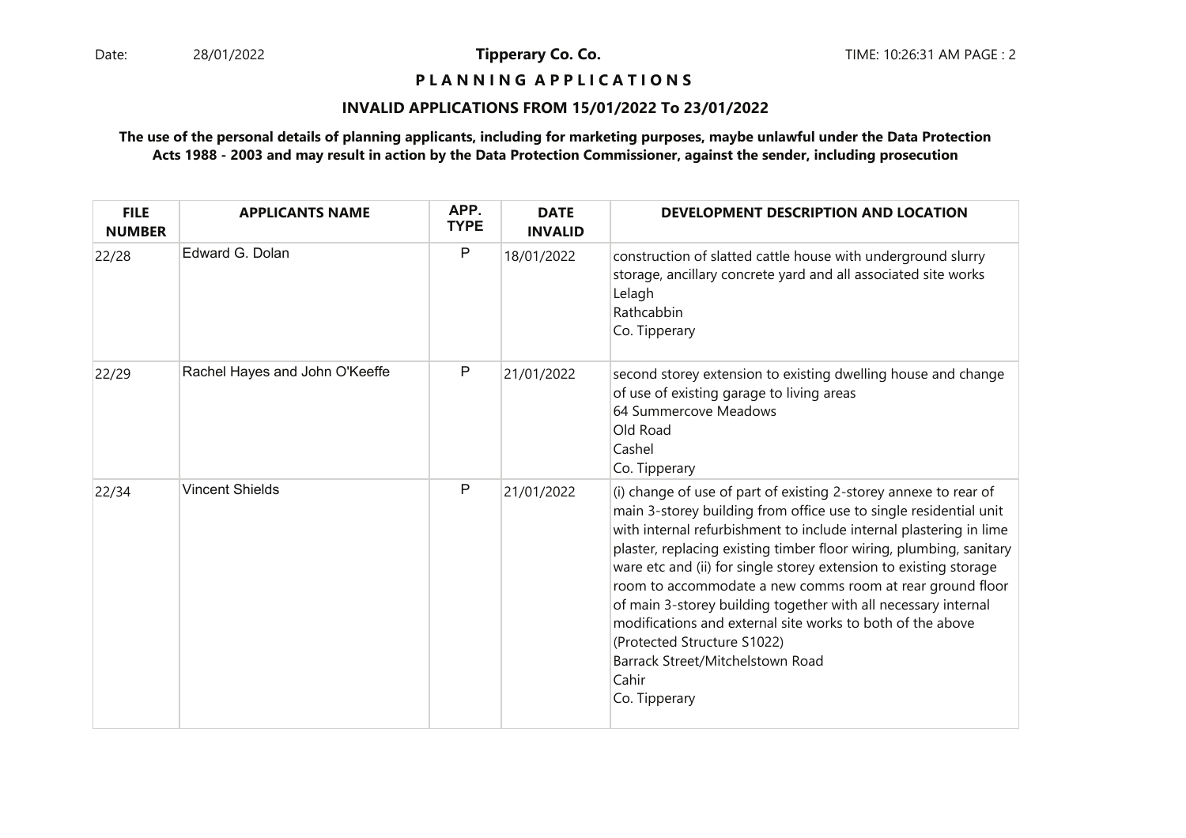**Tipperary Co. Co.**

**P L A N N I N G A P P L I C A T I O N S**

**INVALID APPLICATIONS FROM 15/01/2022 To 23/01/2022**

**The use of the personal details of planning applicants, including for marketing purposes, maybe unlawful under the Data Protection Acts 1988 - 2003 and may result in action by the Data Protection Commissioner, against the sender, including prosecution**

| FILE NUMBER | APPLICANTS NAME | APP. TYPE | DATE INVALID | DEVELOPMENT DESCRIPTION AND LOCATION |
|---|---|---|---|---|
| 22/28 | Edward G. Dolan | P | 18/01/2022 | construction of slatted cattle house with underground slurry storage, ancillary concrete yard and all associated site works<br>Lelagh<br>Rathcabbin<br>Co. Tipperary |
| 22/29 | Rachel Hayes and John O'Keeffe | P | 21/01/2022 | second storey extension to existing dwelling house and change of use of existing garage to living areas<br>64 Summercove Meadows<br>Old Road<br>Cashel<br>Co. Tipperary |
| 22/34 | Vincent Shields | P | 21/01/2022 | (i) change of use of part of existing 2-storey annexe to rear of main 3-storey building from office use to single residential unit with internal refurbishment to include internal plastering in lime plaster, replacing existing timber floor wiring, plumbing, sanitary ware etc and (ii) for single storey extension to existing storage room to accommodate a new comms room at rear ground floor of main 3-storey building together with all necessary internal modifications and external site works to both of the above (Protected Structure S1022)<br>Barrack Street/Mitchelstown Road<br>Cahir<br>Co. Tipperary |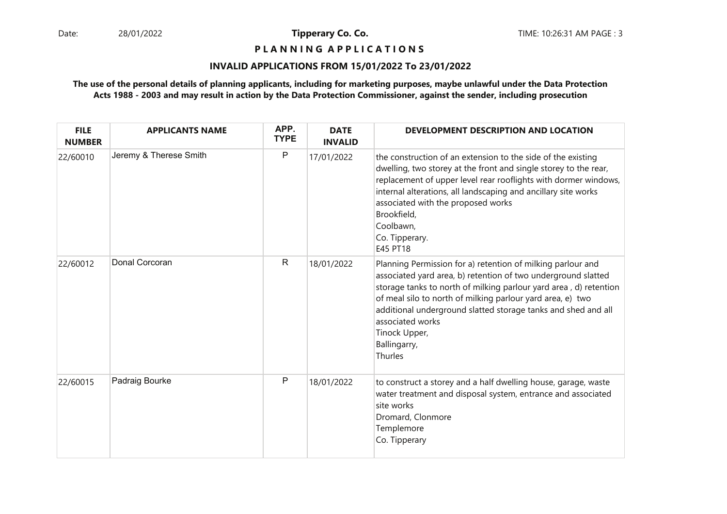**Tipperary Co. Co.**

**P L A N N I N G A P P L I C A T I O N S**

**INVALID APPLICATIONS FROM 15/01/2022 To 23/01/2022**

**The use of the personal details of planning applicants, including for marketing purposes, maybe unlawful under the Data Protection Acts 1988 - 2003 and may result in action by the Data Protection Commissioner, against the sender, including prosecution**

| FILE NUMBER | APPLICANTS NAME | APP. TYPE | DATE INVALID | DEVELOPMENT DESCRIPTION AND LOCATION |
|---|---|---|---|---|
| 22/60010 | Jeremy & Therese Smith | P | 17/01/2022 | the construction of an extension to the side of the existing dwelling, two storey at the front and single storey to the rear, replacement of upper level rear rooflights with dormer windows, internal alterations, all landscaping and ancillary site works associated with the proposed works<br>Brookfield,<br>Coolbawn,<br>Co. Tipperary.<br>E45 PT18 |
| 22/60012 | Donal Corcoran | R | 18/01/2022 | Planning Permission for a) retention of milking parlour and associated yard area, b) retention of two underground slatted storage tanks to north of milking parlour yard area , d) retention of meal silo to north of milking parlour yard area, e) two additional underground slatted storage tanks and shed and all associated works<br>Tinock Upper,<br>Ballingarry,<br>Thurles |
| 22/60015 | Padraig Bourke | P | 18/01/2022 | to construct a storey and a half dwelling house, garage, waste water treatment and disposal system, entrance and associated site works<br>Dromard, Clonmore<br>Templemore<br>Co. Tipperary |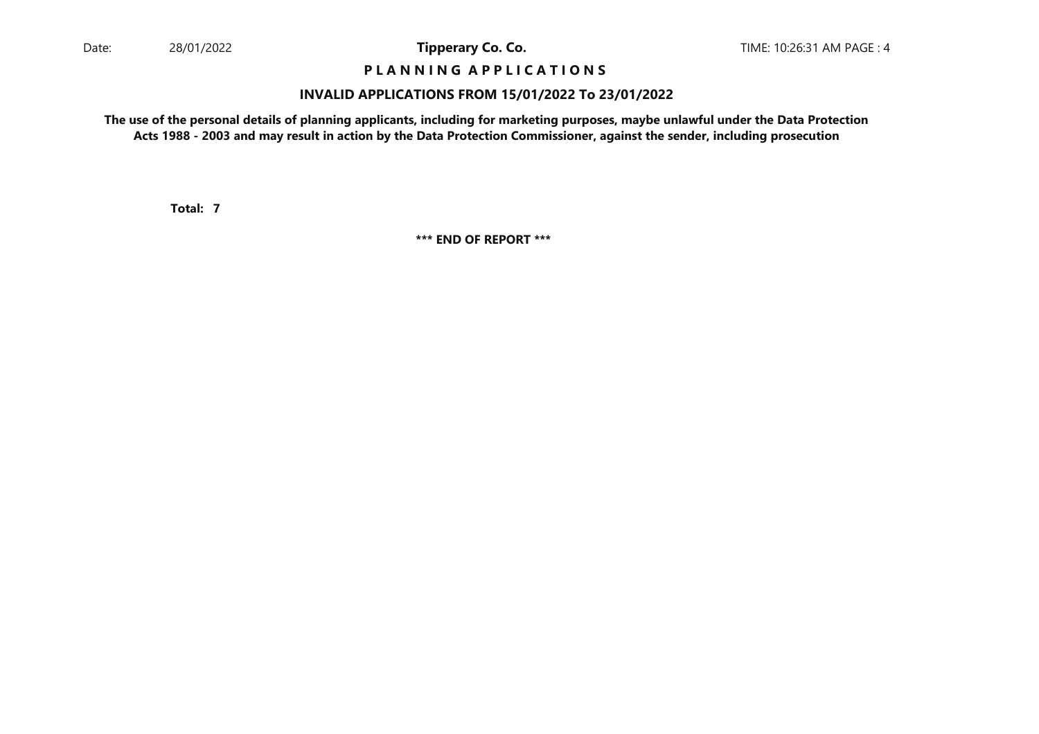**P L A N N I N G   A P P L I C A T I O N S**

**INVALID APPLICATIONS FROM 15/01/2022 To 23/01/2022**

**The use of the personal details of planning applicants, including for marketing purposes, maybe unlawful under the Data Protection Acts 1988 - 2003 and may result in action by the Data Protection Commissioner, against the sender, including prosecution**

**Total: 7**

**\*\*\* END OF REPORT \*\*\***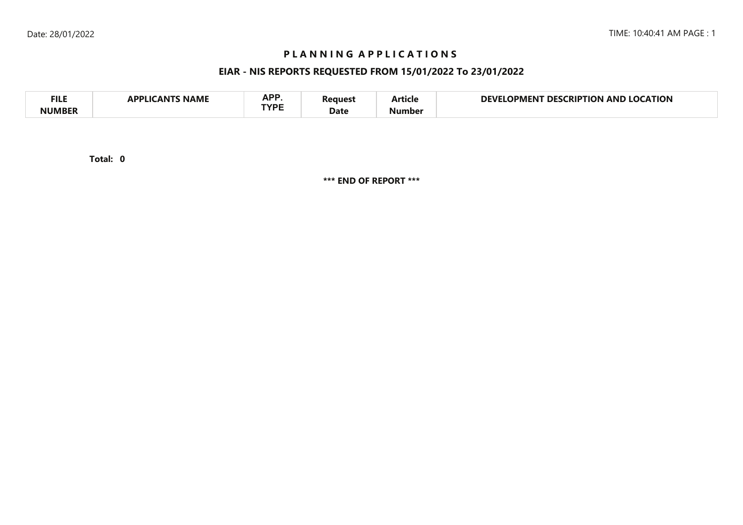# PLANNING APPLICATIONS

## EIAR - NIS REPORTS REQUESTED FROM 15/01/2022 To 23/01/2022

| FILE NUMBER | APPLICANTS NAME | APP. TYPE | Request Date | Article Number | DEVELOPMENT DESCRIPTION AND LOCATION |
|---|---|---|---|---|---|

**Total: 0**

**\*\*\* END OF REPORT \*\*\***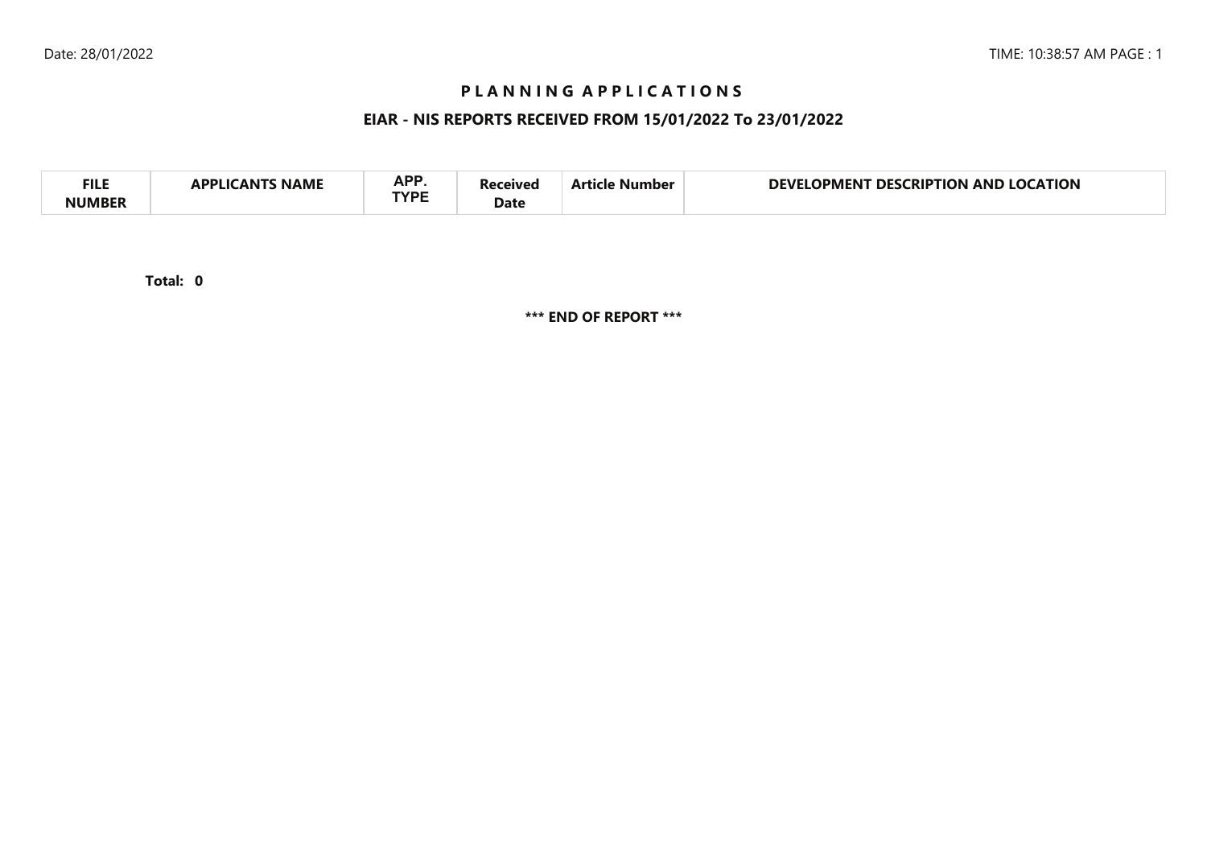# PLANNING APPLICATIONS

## EIAR - NIS REPORTS RECEIVED FROM 15/01/2022 To 23/01/2022

| FILE NUMBER | APPLICANTS NAME | APP. TYPE | Received Date | Article Number | DEVELOPMENT DESCRIPTION AND LOCATION |
|---|---|---|---|---|---|

**Total: 0**

**\*\*\* END OF REPORT \*\*\***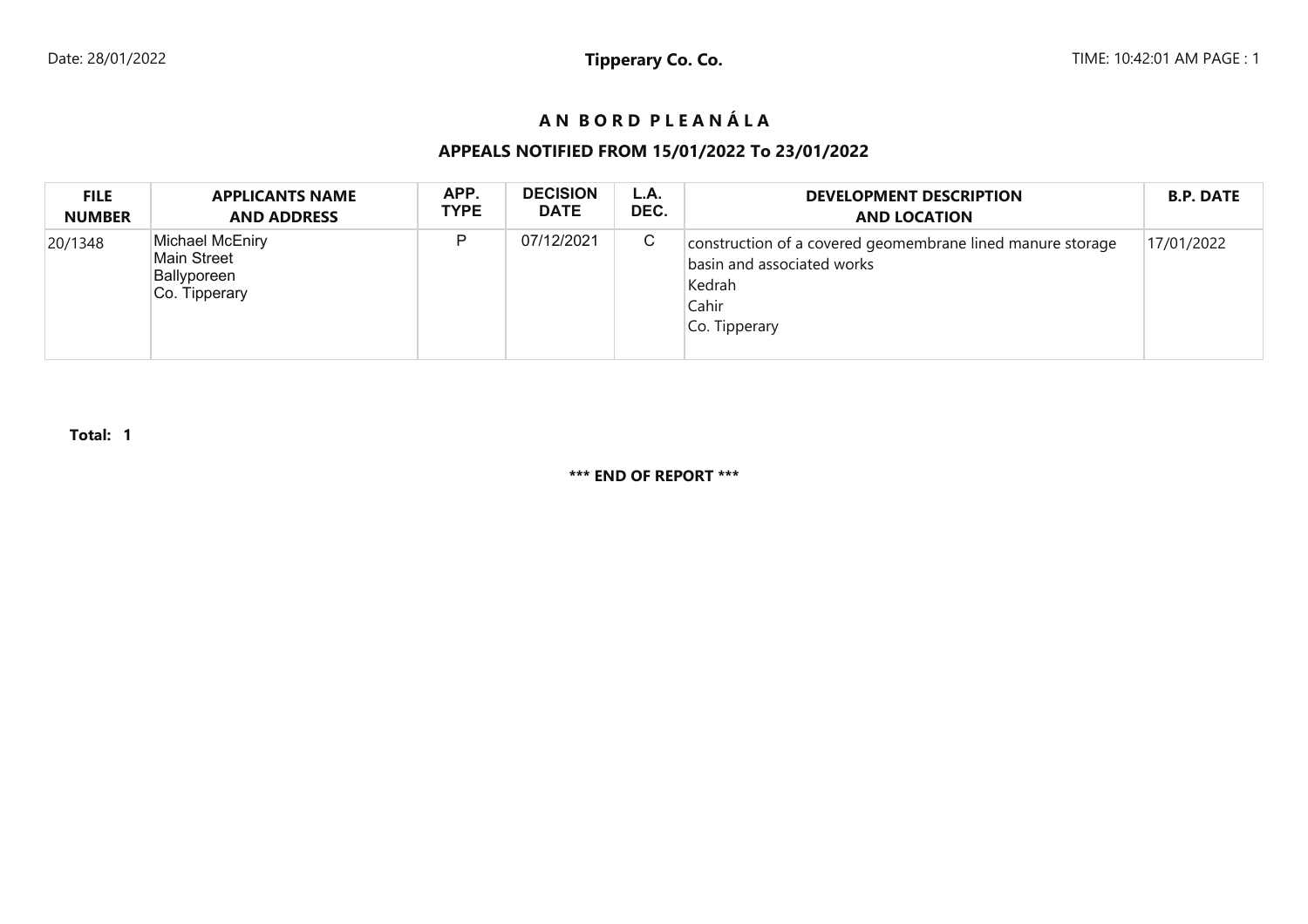# A N B O R D P L E A N Á L A

## APPEALS NOTIFIED FROM 15/01/2022 To 23/01/2022

| FILE NUMBER | APPLICANTS NAME AND ADDRESS | APP. TYPE | DECISION DATE | L.A. DEC. | DEVELOPMENT DESCRIPTION AND LOCATION | B.P. DATE |
|---|---|---|---|---|---|---|
| 20/1348 | Michael McEniry<br>Main Street<br>Ballyporeen<br>Co. Tipperary | P | 07/12/2021 | C | construction of a covered geomembrane lined manure storage basin and associated works<br>Kedrah<br>Cahir<br>Co. Tipperary | 17/01/2022 |

**Total: 1**

**\*\*\* END OF REPORT \*\*\***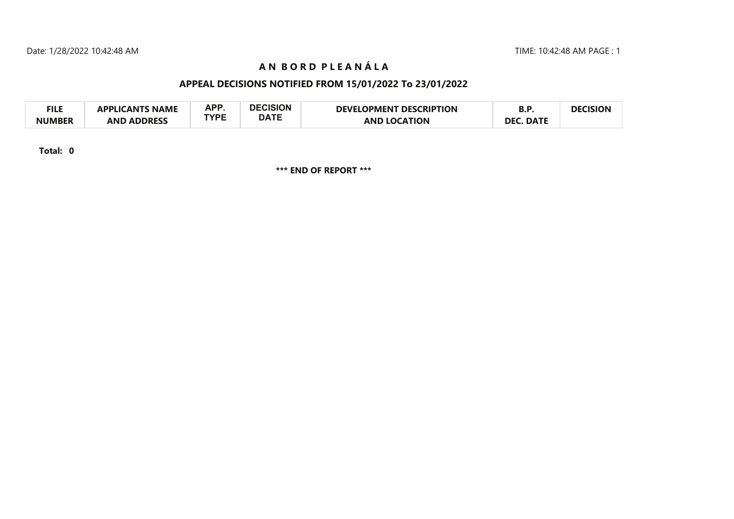# A N B O R D P L E A N Á L A

## APPEAL DECISIONS NOTIFIED FROM 15/01/2022 To 23/01/2022

| FILE NUMBER | APPLICANTS NAME AND ADDRESS | APP. TYPE | DECISION DATE | DEVELOPMENT DESCRIPTION AND LOCATION | B.P. DEC. DATE | DECISION |
|---|---|---|---|---|---|---|

**Total: 0**

**\*\*\* END OF REPORT \*\*\***